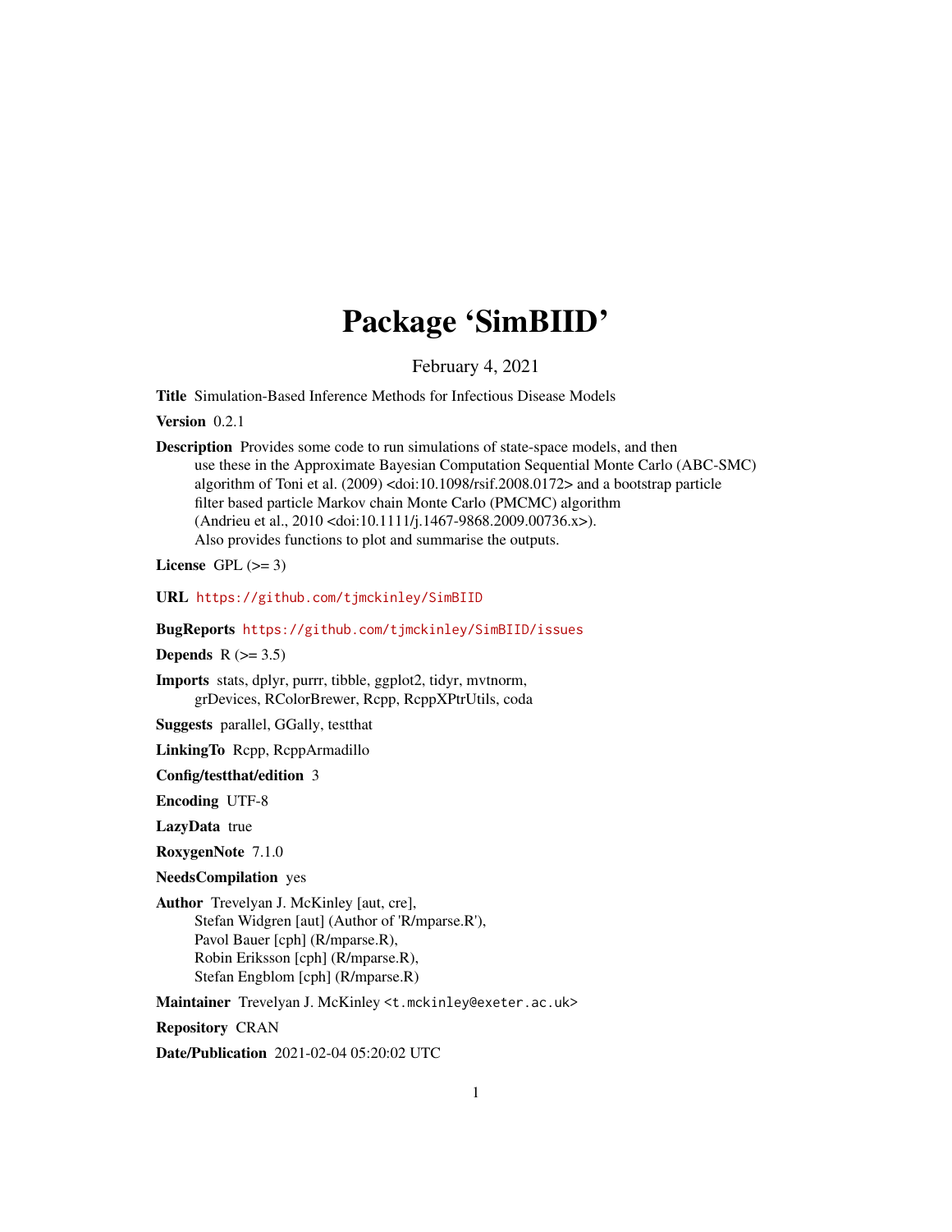# Package 'SimBIID'

February 4, 2021

**Title** Simulation-Based Inference Methods for Infectious Disease Models

**Version** 0.2.1

**Description** Provides some code to run simulations of state-space models, and then use these in the Approximate Bayesian Computation Sequential Monte Carlo (ABC-SMC) algorithm of Toni et al. (2009) <doi:10.1098/rsif.2008.0172> and a bootstrap particle filter based particle Markov chain Monte Carlo (PMCMC) algorithm (Andrieu et al., 2010 <doi:10.1111/j.1467-9868.2009.00736.x>). Also provides functions to plot and summarise the outputs.

**License** GPL (>= 3)

**URL** https://github.com/tjmckinley/SimBIID

**BugReports** https://github.com/tjmckinley/SimBIID/issues

**Depends** R (>= 3.5)

**Imports** stats, dplyr, purrr, tibble, ggplot2, tidyr, mvtnorm, grDevices, RColorBrewer, Rcpp, RcppXPtrUtils, coda

**Suggests** parallel, GGally, testthat

**LinkingTo** Rcpp, RcppArmadillo

**Config/testthat/edition** 3

**Encoding** UTF-8

**LazyData** true

**RoxygenNote** 7.1.0

**NeedsCompilation** yes

**Author** Trevelyan J. McKinley [aut, cre],
Stefan Widgren [aut] (Author of 'R/mparse.R'),
Pavol Bauer [cph] (R/mparse.R),
Robin Eriksson [cph] (R/mparse.R),
Stefan Engblom [cph] (R/mparse.R)

**Maintainer** Trevelyan J. McKinley <t.mckinley@exeter.ac.uk>

**Repository** CRAN

**Date/Publication** 2021-02-04 05:20:02 UTC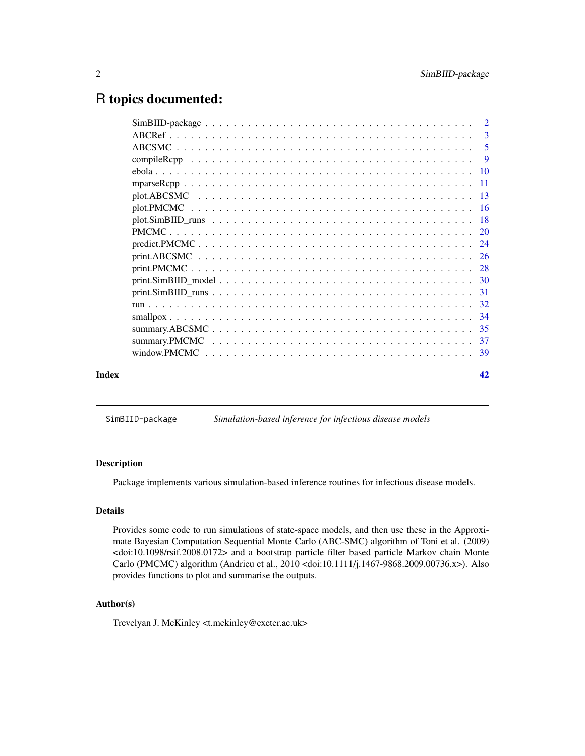# R topics documented:

| | |
|---|---|
| SimBIID-package | 2 |
| ABCRef | 3 |
| ABCSMC | 5 |
| compileRcpp | 9 |
| ebola | 10 |
| mparseRcpp | 11 |
| plot.ABCSMC | 13 |
| plot.PMCMC | 16 |
| plot.SimBIID_runs | 18 |
| PMCMC | 20 |
| predict.PMCMC | 24 |
| print.ABCSMC | 26 |
| print.PMCMC | 28 |
| print.SimBIID_model | 30 |
| print.SimBIID_runs | 31 |
| run | 32 |
| smallpox | 34 |
| summary.ABCSMC | 35 |
| summary.PMCMC | 37 |
| window.PMCMC | 39 |
| **Index** | **42** |

---

SimBIID-package    *Simulation-based inference for infectious disease models*

---

### Description

Package implements various simulation-based inference routines for infectious disease models.

### Details

Provides some code to run simulations of state-space models, and then use these in the Approximate Bayesian Computation Sequential Monte Carlo (ABC-SMC) algorithm of Toni et al. (2009) <doi:10.1098/rsif.2008.0172> and a bootstrap particle filter based particle Markov chain Monte Carlo (PMCMC) algorithm (Andrieu et al., 2010 <doi:10.1111/j.1467-9868.2009.00736.x>). Also provides functions to plot and summarise the outputs.

### Author(s)

Trevelyan J. McKinley <t.mckinley@exeter.ac.uk>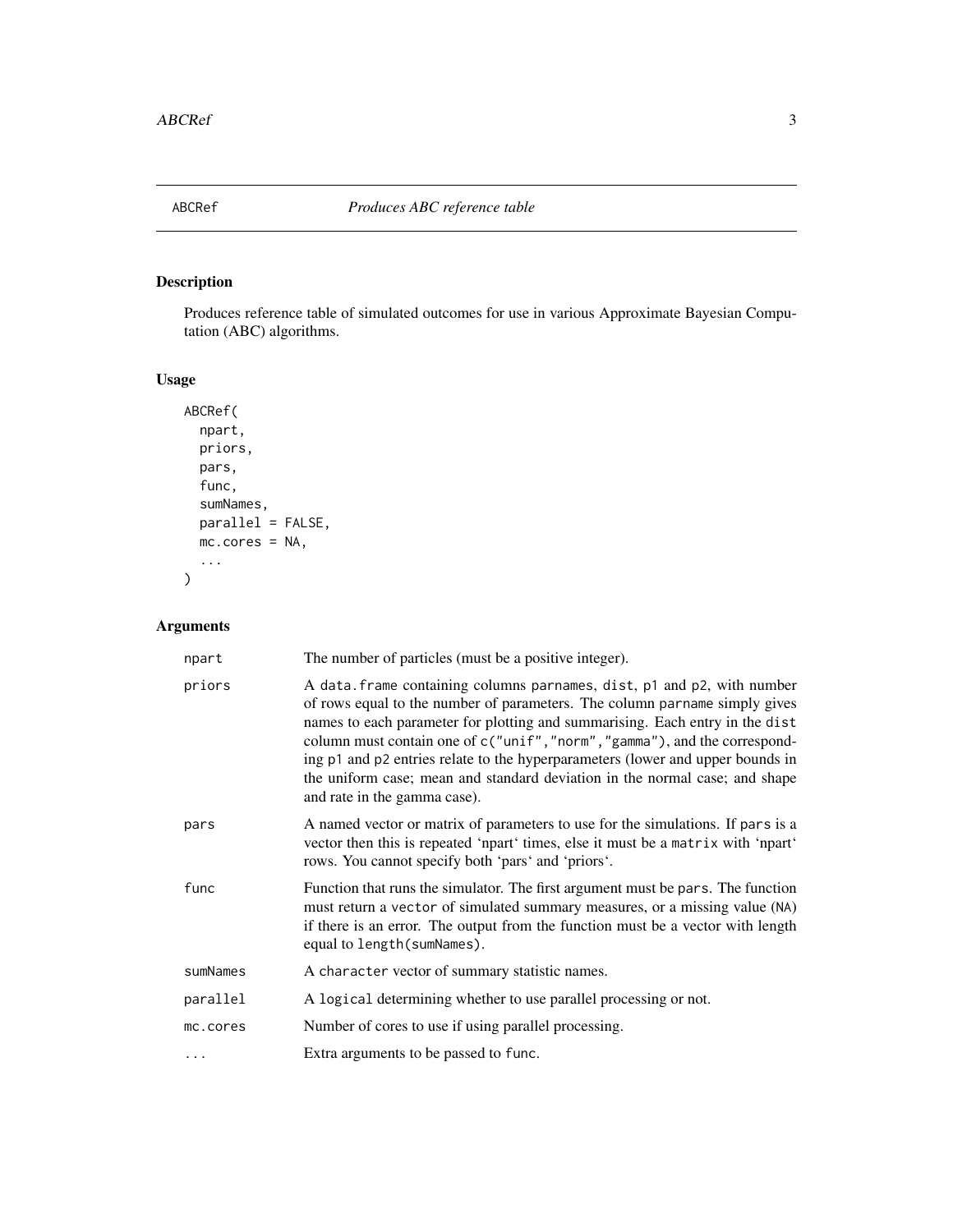## ABCRef *Produces ABC reference table*

### Description

Produces reference table of simulated outcomes for use in various Approximate Bayesian Computation (ABC) algorithms.

### Usage

```
ABCRef(
  npart,
  priors,
  pars,
  func,
  sumNames,
  parallel = FALSE,
  mc.cores = NA,
  ...
)
```

### Arguments

| | |
|---|---|
| npart | The number of particles (must be a positive integer). |
| priors | A data.frame containing columns parnames, dist, p1 and p2, with number of rows equal to the number of parameters. The column parname simply gives names to each parameter for plotting and summarising. Each entry in the dist column must contain one of c("unif","norm","gamma"), and the corresponding p1 and p2 entries relate to the hyperparameters (lower and upper bounds in the uniform case; mean and standard deviation in the normal case; and shape and rate in the gamma case). |
| pars | A named vector or matrix of parameters to use for the simulations. If pars is a vector then this is repeated 'npart' times, else it must be a matrix with 'npart' rows. You cannot specify both 'pars' and 'priors'. |
| func | Function that runs the simulator. The first argument must be pars. The function must return a vector of simulated summary measures, or a missing value (NA) if there is an error. The output from the function must be a vector with length equal to length(sumNames). |
| sumNames | A character vector of summary statistic names. |
| parallel | A logical determining whether to use parallel processing or not. |
| mc.cores | Number of cores to use if using parallel processing. |
| ... | Extra arguments to be passed to func. |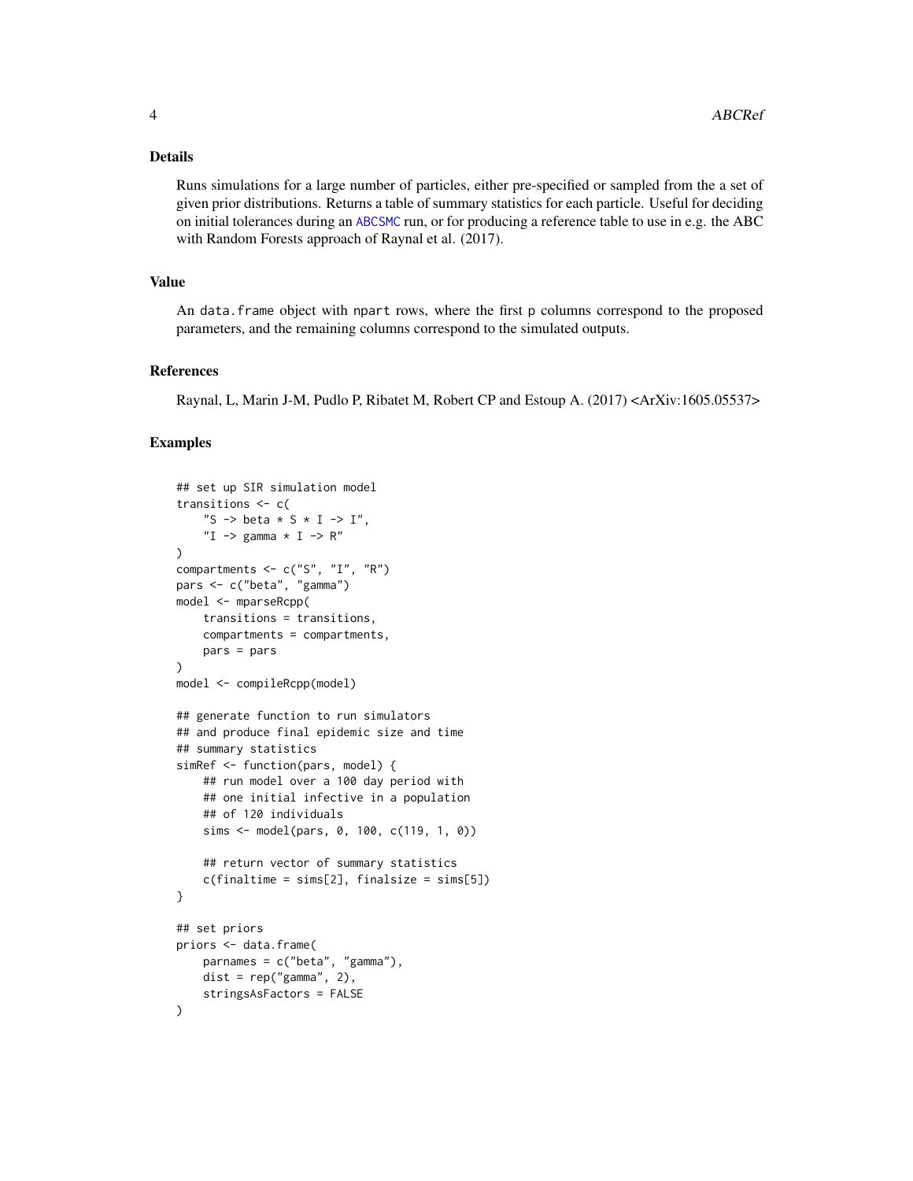## Details

Runs simulations for a large number of particles, either pre-specified or sampled from the a set of given prior distributions. Returns a table of summary statistics for each particle. Useful for deciding on initial tolerances during an `ABCSMC` run, or for producing a reference table to use in e.g. the ABC with Random Forests approach of Raynal et al. (2017).

## Value

An `data.frame` object with `npart` rows, where the first `p` columns correspond to the proposed parameters, and the remaining columns correspond to the simulated outputs.

## References

Raynal, L, Marin J-M, Pudlo P, Ribatet M, Robert CP and Estoup A. (2017) <ArXiv:1605.05537>

## Examples

```
## set up SIR simulation model
transitions <- c(
    "S -> beta * S * I -> I",
    "I -> gamma * I -> R"
)
compartments <- c("S", "I", "R")
pars <- c("beta", "gamma")
model <- mparseRcpp(
    transitions = transitions,
    compartments = compartments,
    pars = pars
)
model <- compileRcpp(model)

## generate function to run simulators
## and produce final epidemic size and time
## summary statistics
simRef <- function(pars, model) {
    ## run model over a 100 day period with
    ## one initial infective in a population
    ## of 120 individuals
    sims <- model(pars, 0, 100, c(119, 1, 0))

    ## return vector of summary statistics
    c(finaltime = sims[2], finalsize = sims[5])
}

## set priors
priors <- data.frame(
    parnames = c("beta", "gamma"),
    dist = rep("gamma", 2),
    stringsAsFactors = FALSE
)
```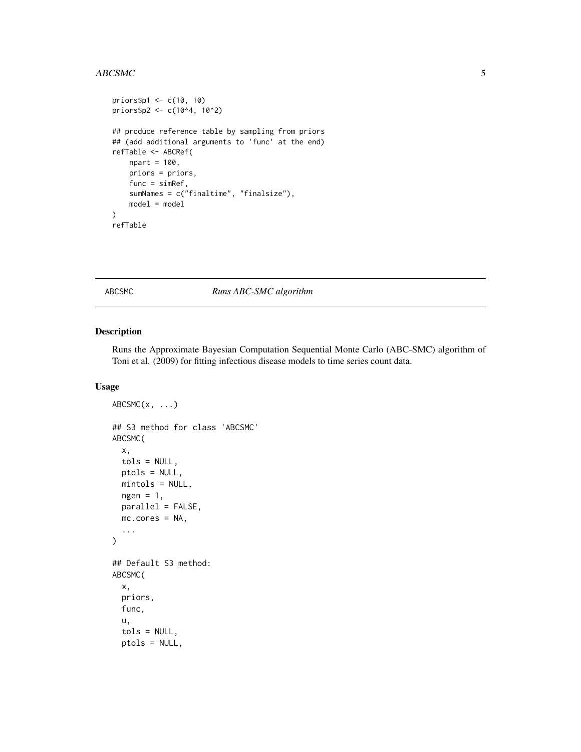```
priors$p1 <- c(10, 10)
priors$p2 <- c(10^4, 10^2)

## produce reference table by sampling from priors
## (add additional arguments to 'func' at the end)
refTable <- ABCRef(
    npart = 100,
    priors = priors,
    func = simRef,
    sumNames = c("finaltime", "finalsize"),
    model = model
)
refTable
```

---

## ABCSMC *Runs ABC-SMC algorithm*

---

### Description

Runs the Approximate Bayesian Computation Sequential Monte Carlo (ABC-SMC) algorithm of Toni et al. (2009) for fitting infectious disease models to time series count data.

### Usage

```
ABCSMC(x, ...)

## S3 method for class 'ABCSMC'
ABCSMC(
  x,
  tols = NULL,
  ptols = NULL,
  mintols = NULL,
  ngen = 1,
  parallel = FALSE,
  mc.cores = NA,
  ...
)

## Default S3 method:
ABCSMC(
  x,
  priors,
  func,
  u,
  tols = NULL,
  ptols = NULL,
```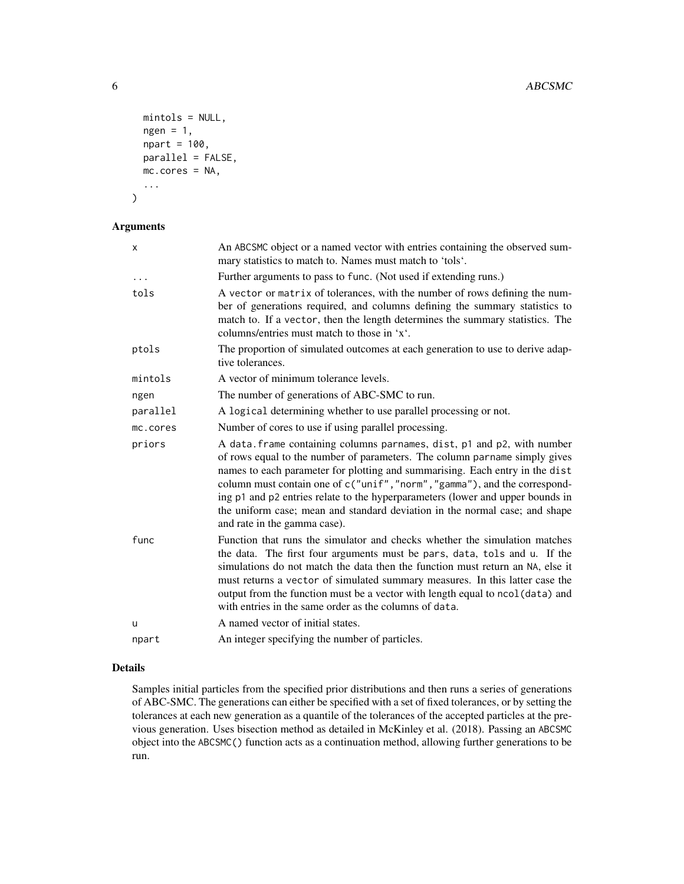```
  mintols = NULL,
  ngen = 1,
  npart = 100,
  parallel = FALSE,
  mc.cores = NA,
  ...
)
```

### Arguments

| | |
|---|---|
| `x` | An ABCSMC object or a named vector with entries containing the observed summary statistics to match to. Names must match to 'tols'. |
| `...` | Further arguments to pass to `func`. (Not used if extending runs.) |
| `tols` | A `vector` or `matrix` of tolerances, with the number of rows defining the number of generations required, and columns defining the summary statistics to match to. If a `vector`, then the length determines the summary statistics. The columns/entries must match to those in 'x'. |
| `ptols` | The proportion of simulated outcomes at each generation to use to derive adaptive tolerances. |
| `mintols` | A vector of minimum tolerance levels. |
| `ngen` | The number of generations of ABC-SMC to run. |
| `parallel` | A `logical` determining whether to use parallel processing or not. |
| `mc.cores` | Number of cores to use if using parallel processing. |
| `priors` | A `data.frame` containing columns `parnames`, `dist`, `p1` and `p2`, with number of rows equal to the number of parameters. The column `parname` simply gives names to each parameter for plotting and summarising. Each entry in the `dist` column must contain one of `c("unif","norm","gamma")`, and the corresponding `p1` and `p2` entries relate to the hyperparameters (lower and upper bounds in the uniform case; mean and standard deviation in the normal case; and shape and rate in the gamma case). |
| `func` | Function that runs the simulator and checks whether the simulation matches the data. The first four arguments must be `pars`, `data`, `tols` and `u`. If the simulations do not match the data then the function must return an `NA`, else it must returns a `vector` of simulated summary measures. In this latter case the output from the function must be a vector with length equal to `ncol(data)` and with entries in the same order as the columns of `data`. |
| `u` | A named vector of initial states. |
| `npart` | An integer specifying the number of particles. |

### Details

Samples initial particles from the specified prior distributions and then runs a series of generations of ABC-SMC. The generations can either be specified with a set of fixed tolerances, or by setting the tolerances at each new generation as a quantile of the tolerances of the accepted particles at the previous generation. Uses bisection method as detailed in McKinley et al. (2018). Passing an ABCSMC object into the `ABCSMC()` function acts as a continuation method, allowing further generations to be run.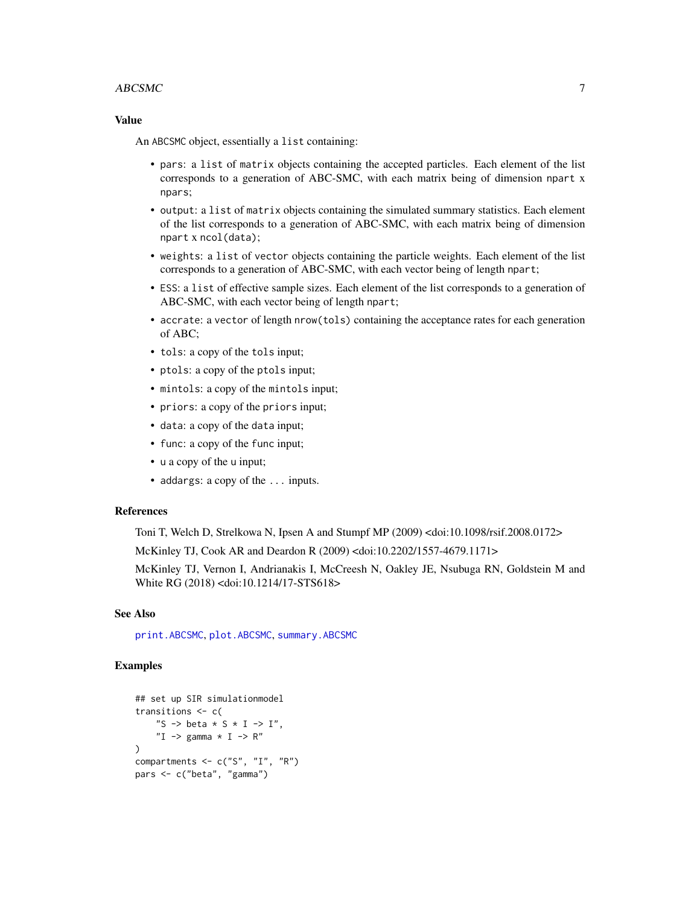### Value

An ABCSMC object, essentially a list containing:

- pars: a list of matrix objects containing the accepted particles. Each element of the list corresponds to a generation of ABC-SMC, with each matrix being of dimension npart x npars;
- output: a list of matrix objects containing the simulated summary statistics. Each element of the list corresponds to a generation of ABC-SMC, with each matrix being of dimension npart x ncol(data);
- weights: a list of vector objects containing the particle weights. Each element of the list corresponds to a generation of ABC-SMC, with each vector being of length npart;
- ESS: a list of effective sample sizes. Each element of the list corresponds to a generation of ABC-SMC, with each vector being of length npart;
- accrate: a vector of length nrow(tols) containing the acceptance rates for each generation of ABC;
- tols: a copy of the tols input;
- ptols: a copy of the ptols input;
- mintols: a copy of the mintols input;
- priors: a copy of the priors input;
- data: a copy of the data input;
- func: a copy of the func input;
- u a copy of the u input;
- addargs: a copy of the ... inputs.

### References

Toni T, Welch D, Strelkowa N, Ipsen A and Stumpf MP (2009) <doi:10.1098/rsif.2008.0172>

McKinley TJ, Cook AR and Deardon R (2009) <doi:10.2202/1557-4679.1171>

McKinley TJ, Vernon I, Andrianakis I, McCreesh N, Oakley JE, Nsubuga RN, Goldstein M and White RG (2018) <doi:10.1214/17-STS618>

### See Also

print.ABCSMC, plot.ABCSMC, summary.ABCSMC

### Examples

```
## set up SIR simulationmodel
transitions <- c(
    "S -> beta * S * I -> I",
    "I -> gamma * I -> R"
)
compartments <- c("S", "I", "R")
pars <- c("beta", "gamma")
```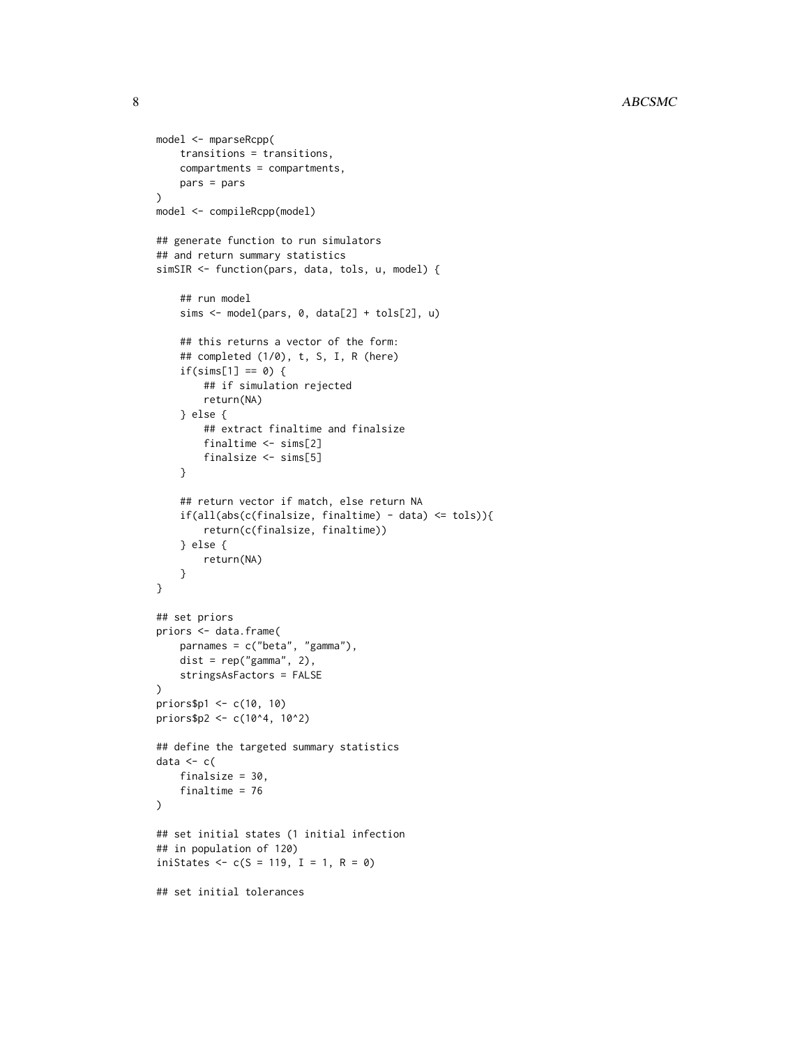```
model <- mparseRcpp(
    transitions = transitions,
    compartments = compartments,
    pars = pars
)
model <- compileRcpp(model)

## generate function to run simulators
## and return summary statistics
simSIR <- function(pars, data, tols, u, model) {

    ## run model
    sims <- model(pars, 0, data[2] + tols[2], u)

    ## this returns a vector of the form:
    ## completed (1/0), t, S, I, R (here)
    if(sims[1] == 0) {
        ## if simulation rejected
        return(NA)
    } else {
        ## extract finaltime and finalsize
        finaltime <- sims[2]
        finalsize <- sims[5]
    }

    ## return vector if match, else return NA
    if(all(abs(c(finalsize, finaltime) - data) <= tols)){
        return(c(finalsize, finaltime))
    } else {
        return(NA)
    }
}

## set priors
priors <- data.frame(
    parnames = c("beta", "gamma"),
    dist = rep("gamma", 2),
    stringsAsFactors = FALSE
)
priors$p1 <- c(10, 10)
priors$p2 <- c(10^4, 10^2)

## define the targeted summary statistics
data <- c(
    finalsize = 30,
    finaltime = 76
)

## set initial states (1 initial infection
## in population of 120)
iniStates <- c(S = 119, I = 1, R = 0)

## set initial tolerances
```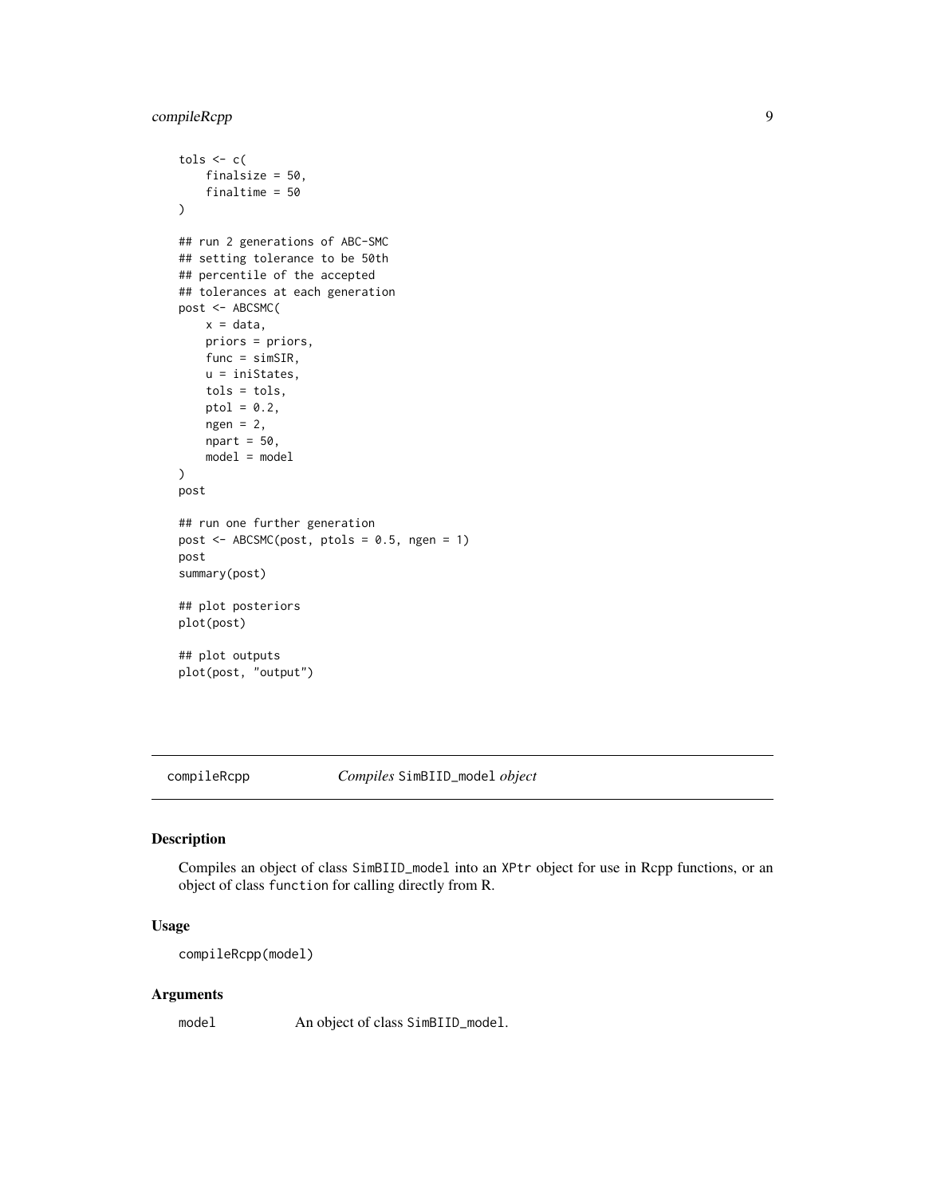```
tols <- c(
    finalsize = 50,
    finaltime = 50
)

## run 2 generations of ABC-SMC
## setting tolerance to be 50th
## percentile of the accepted
## tolerances at each generation
post <- ABCSMC(
    x = data,
    priors = priors,
    func = simSIR,
    u = iniStates,
    tols = tols,
    ptol = 0.2,
    ngen = 2,
    npart = 50,
    model = model
)
post

## run one further generation
post <- ABCSMC(post, ptols = 0.5, ngen = 1)
post
summary(post)

## plot posteriors
plot(post)

## plot outputs
plot(post, "output")
```

---

compileRcpp — *Compiles* `SimBIID_model` *object*

---

## Description

Compiles an object of class `SimBIID_model` into an `XPtr` object for use in Rcpp functions, or an object of class `function` for calling directly from R.

## Usage

```
compileRcpp(model)
```

## Arguments

| | |
|---|---|
| `model` | An object of class `SimBIID_model`. |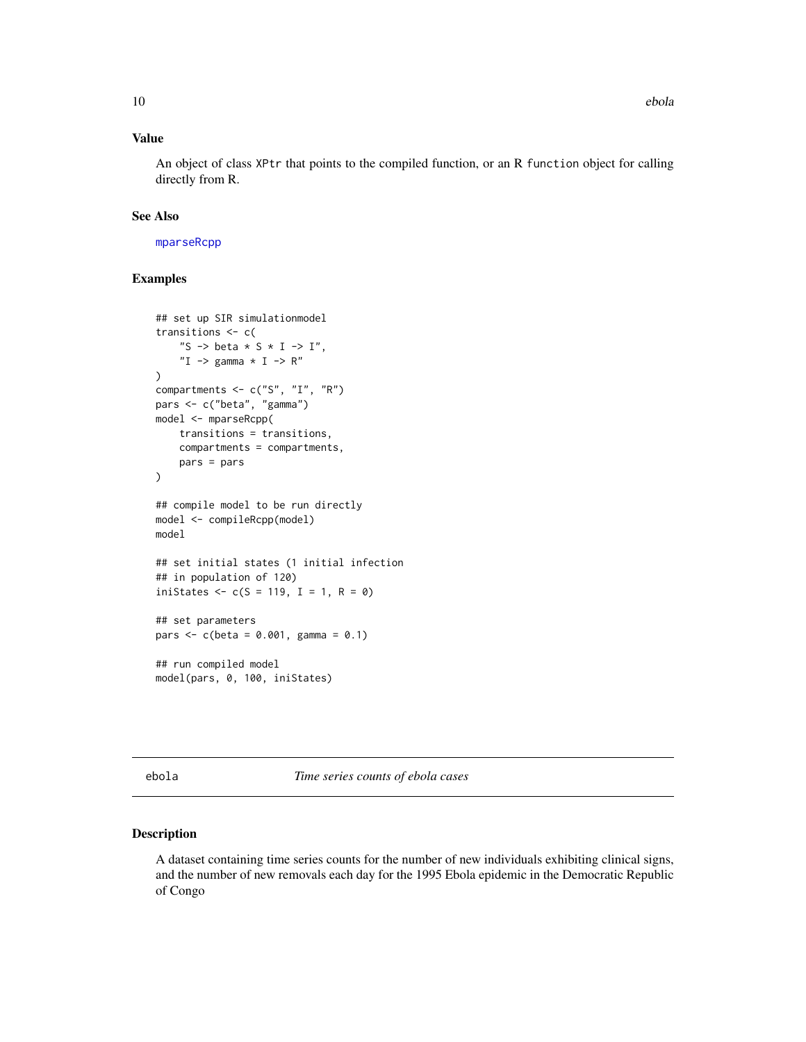### Value

An object of class `XPtr` that points to the compiled function, or an R `function` object for calling directly from R.

### See Also

mparseRcpp

### Examples

```
## set up SIR simulationmodel
transitions <- c(
    "S -> beta * S * I -> I",
    "I -> gamma * I -> R"
)
compartments <- c("S", "I", "R")
pars <- c("beta", "gamma")
model <- mparseRcpp(
    transitions = transitions,
    compartments = compartments,
    pars = pars
)

## compile model to be run directly
model <- compileRcpp(model)
model

## set initial states (1 initial infection
## in population of 120)
iniStates <- c(S = 119, I = 1, R = 0)

## set parameters
pars <- c(beta = 0.001, gamma = 0.1)

## run compiled model
model(pars, 0, 100, iniStates)
```

---

## ebola *Time series counts of ebola cases*

### Description

A dataset containing time series counts for the number of new individuals exhibiting clinical signs, and the number of new removals each day for the 1995 Ebola epidemic in the Democratic Republic of Congo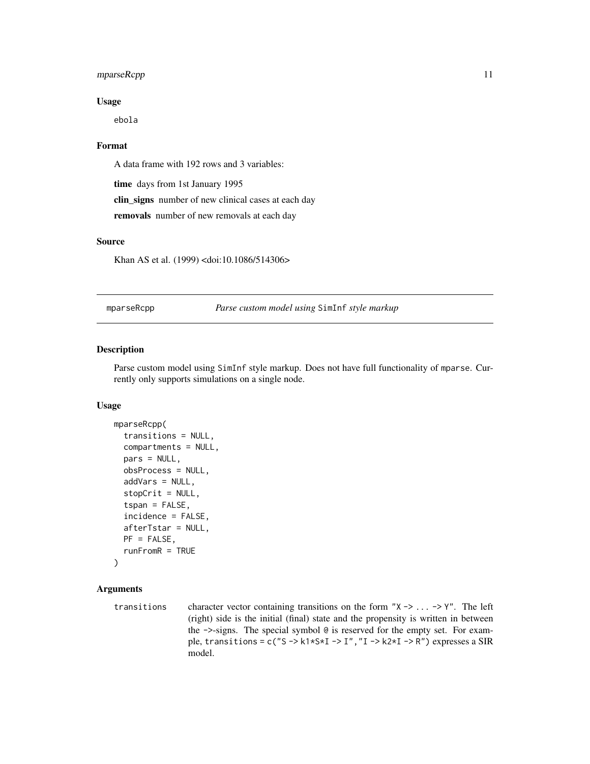### Usage

```
ebola
```

### Format

A data frame with 192 rows and 3 variables:

**time** days from 1st January 1995

**clin_signs** number of new clinical cases at each day

**removals** number of new removals at each day

### Source

Khan AS et al. (1999) <doi:10.1086/514306>

---

## mparseRcpp *Parse custom model using* SimInf *style markup*

### Description

Parse custom model using SimInf style markup. Does not have full functionality of mparse. Currently only supports simulations on a single node.

### Usage

```
mparseRcpp(
  transitions = NULL,
  compartments = NULL,
  pars = NULL,
  obsProcess = NULL,
  addVars = NULL,
  stopCrit = NULL,
  tspan = FALSE,
  incidence = FALSE,
  afterTstar = NULL,
  PF = FALSE,
  runFromR = TRUE
)
```

### Arguments

| | |
|---|---|
| transitions | character vector containing transitions on the form "X -> ... -> Y". The left (right) side is the initial (final) state and the propensity is written in between the ->-signs. The special symbol @ is reserved for the empty set. For example, transitions = c("S -> k1*S*I -> I","I -> k2*I -> R") expresses a SIR model. |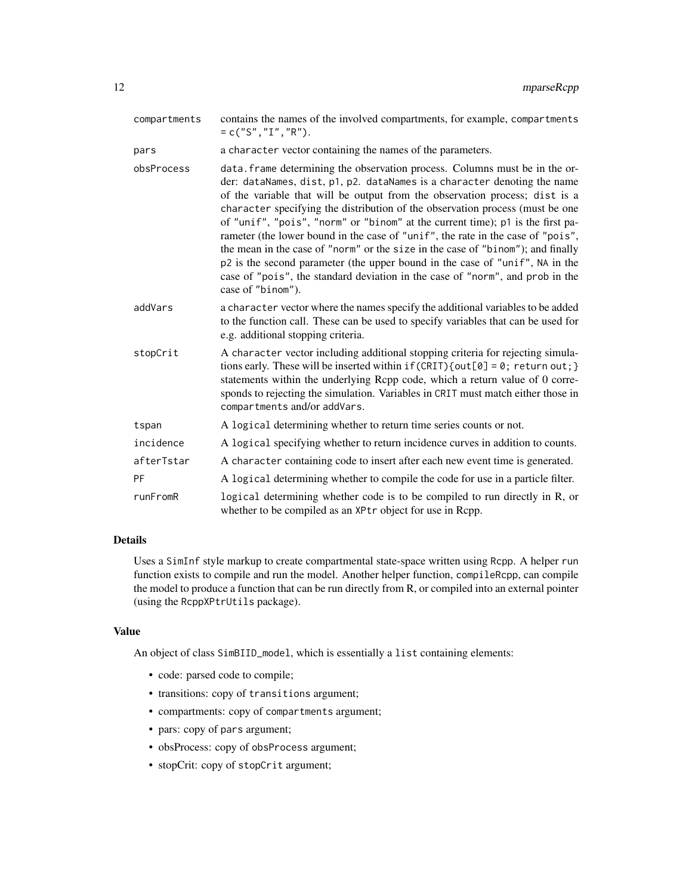| | |
|---|---|
| compartments | contains the names of the involved compartments, for example, `compartments = c("S","I","R")`. |
| pars | a `character` vector containing the names of the parameters. |
| obsProcess | `data.frame` determining the observation process. Columns must be in the order: `dataNames`, `dist`, `p1`, `p2`. `dataNames` is a `character` denoting the name of the variable that will be output from the observation process; `dist` is a `character` specifying the distribution of the observation process (must be one of `"unif"`, `"pois"`, `"norm"` or `"binom"` at the current time); `p1` is the first parameter (the lower bound in the case of `"unif"`, the rate in the case of `"pois"`, the mean in the case of `"norm"` or the `size` in the case of `"binom"`); and finally `p2` is the second parameter (the upper bound in the case of `"unif"`, `NA` in the case of `"pois"`, the standard deviation in the case of `"norm"`, and `prob` in the case of `"binom"`). |
| addVars | a `character` vector where the names specify the additional variables to be added to the function call. These can be used to specify variables that can be used for e.g. additional stopping criteria. |
| stopCrit | A `character` vector including additional stopping criteria for rejecting simulations early. These will be inserted within `if(CRIT){out[0] = 0; return out;}` statements within the underlying Rcpp code, which a return value of 0 corresponds to rejecting the simulation. Variables in `CRIT` must match either those in `compartments` and/or `addVars`. |
| tspan | A `logical` determining whether to return time series counts or not. |
| incidence | A `logical` specifying whether to return incidence curves in addition to counts. |
| afterTstar | A `character` containing code to insert after each new event time is generated. |
| PF | A `logical` determining whether to compile the code for use in a particle filter. |
| runFromR | `logical` determining whether code is to be compiled to run directly in R, or whether to be compiled as an `XPtr` object for use in Rcpp. |

### Details

Uses a `SimInf` style markup to create compartmental state-space written using `Rcpp`. A helper `run` function exists to compile and run the model. Another helper function, `compileRcpp`, can compile the model to produce a function that can be run directly from R, or compiled into an external pointer (using the `RcppXPtrUtils` package).

### Value

An object of class `SimBIID_model`, which is essentially a `list` containing elements:

- code: parsed code to compile;
- transitions: copy of `transitions` argument;
- compartments: copy of `compartments` argument;
- pars: copy of `pars` argument;
- obsProcess: copy of `obsProcess` argument;
- stopCrit: copy of `stopCrit` argument;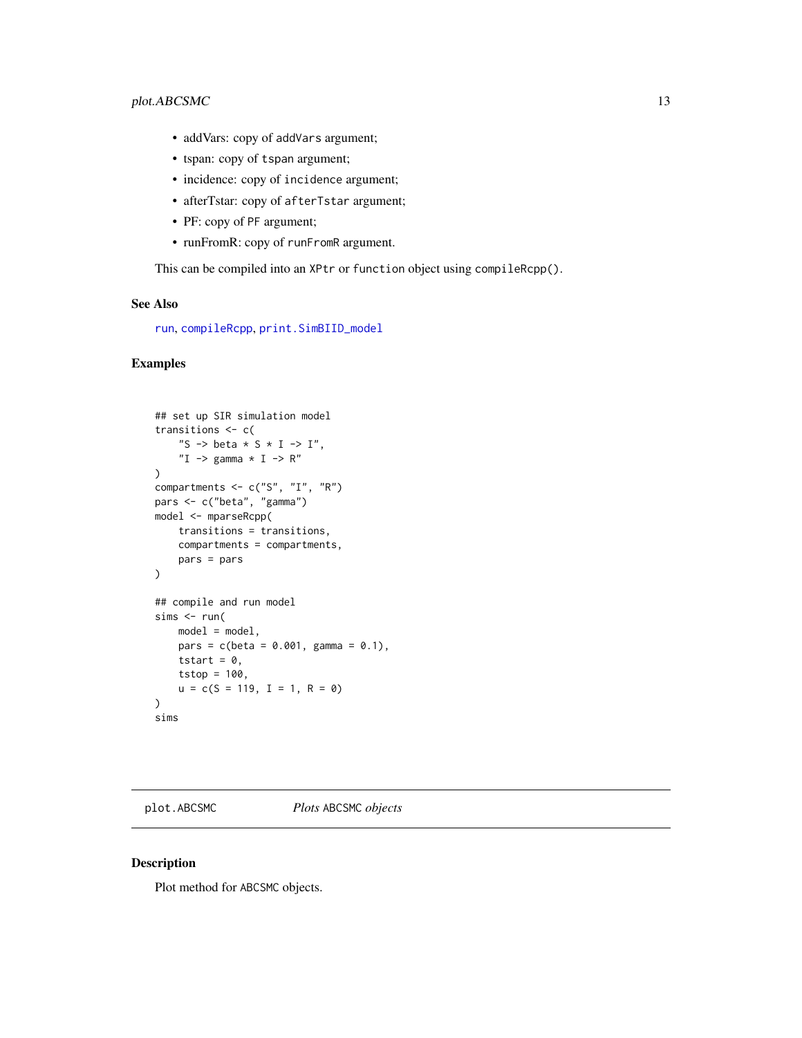- addVars: copy of `addVars` argument;
- tspan: copy of `tspan` argument;
- incidence: copy of `incidence` argument;
- afterTstar: copy of `afterTstar` argument;
- PF: copy of `PF` argument;
- runFromR: copy of `runFromR` argument.

This can be compiled into an `XPtr` or `function` object using `compileRcpp()`.

### See Also

run, compileRcpp, print.SimBIID_model

### Examples

```
## set up SIR simulation model
transitions <- c(
    "S -> beta * S * I -> I",
    "I -> gamma * I -> R"
)
compartments <- c("S", "I", "R")
pars <- c("beta", "gamma")
model <- mparseRcpp(
    transitions = transitions,
    compartments = compartments,
    pars = pars
)

## compile and run model
sims <- run(
    model = model,
    pars = c(beta = 0.001, gamma = 0.1),
    tstart = 0,
    tstop = 100,
    u = c(S = 119, I = 1, R = 0)
)
sims
```

---

## plot.ABCSMC — *Plots* ABCSMC *objects*

### Description

Plot method for `ABCSMC` objects.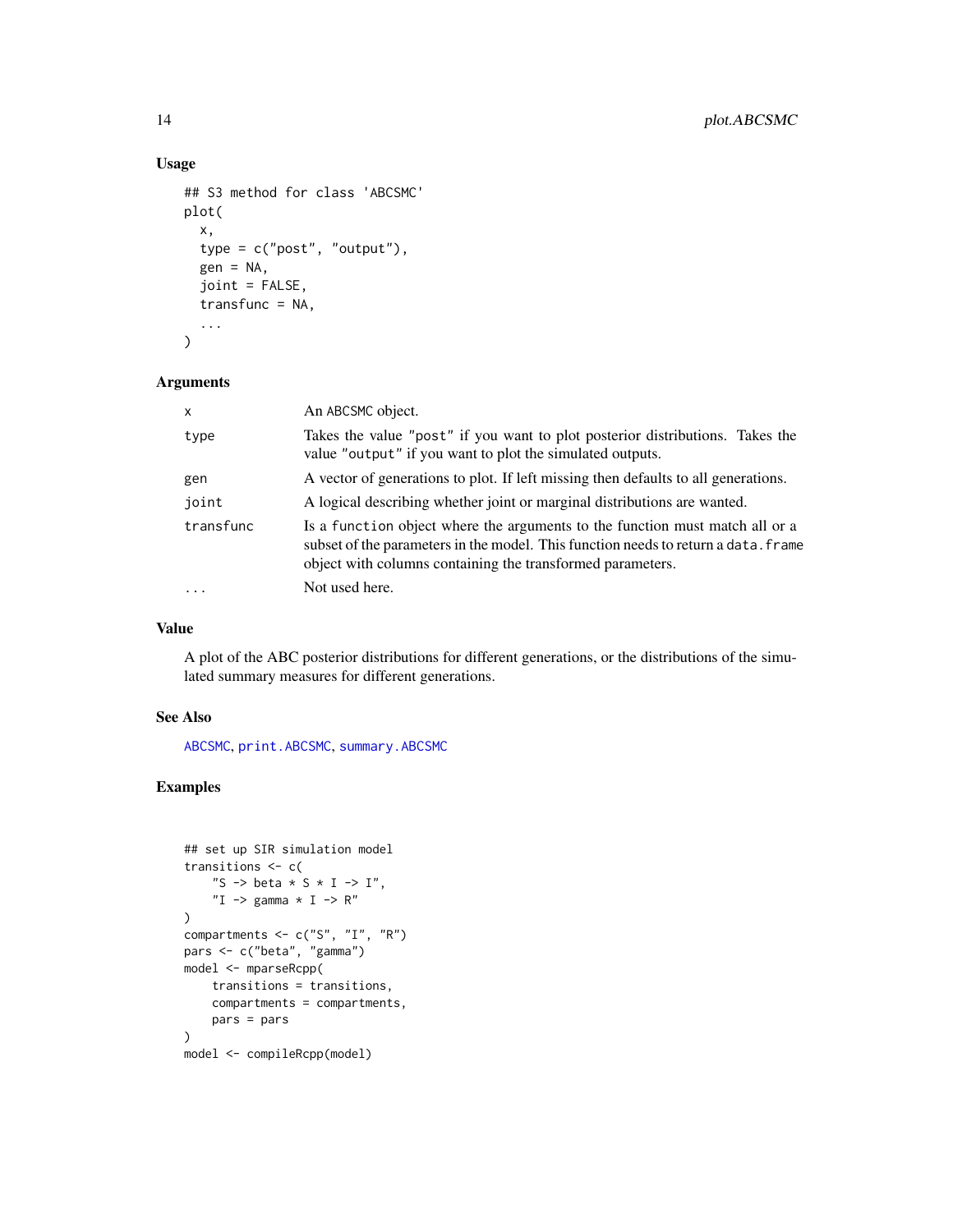### Usage

```
## S3 method for class 'ABCSMC'
plot(
  x,
  type = c("post", "output"),
  gen = NA,
  joint = FALSE,
  transfunc = NA,
  ...
)
```

### Arguments

| | |
|---|---|
| x | An ABCSMC object. |
| type | Takes the value "post" if you want to plot posterior distributions. Takes the value "output" if you want to plot the simulated outputs. |
| gen | A vector of generations to plot. If left missing then defaults to all generations. |
| joint | A logical describing whether joint or marginal distributions are wanted. |
| transfunc | Is a function object where the arguments to the function must match all or a subset of the parameters in the model. This function needs to return a data.frame object with columns containing the transformed parameters. |
| ... | Not used here. |

### Value

A plot of the ABC posterior distributions for different generations, or the distributions of the simulated summary measures for different generations.

### See Also

ABCSMC, print.ABCSMC, summary.ABCSMC

### Examples

```
## set up SIR simulation model
transitions <- c(
    "S -> beta * S * I -> I",
    "I -> gamma * I -> R"
)
compartments <- c("S", "I", "R")
pars <- c("beta", "gamma")
model <- mparseRcpp(
    transitions = transitions,
    compartments = compartments,
    pars = pars
)
model <- compileRcpp(model)
```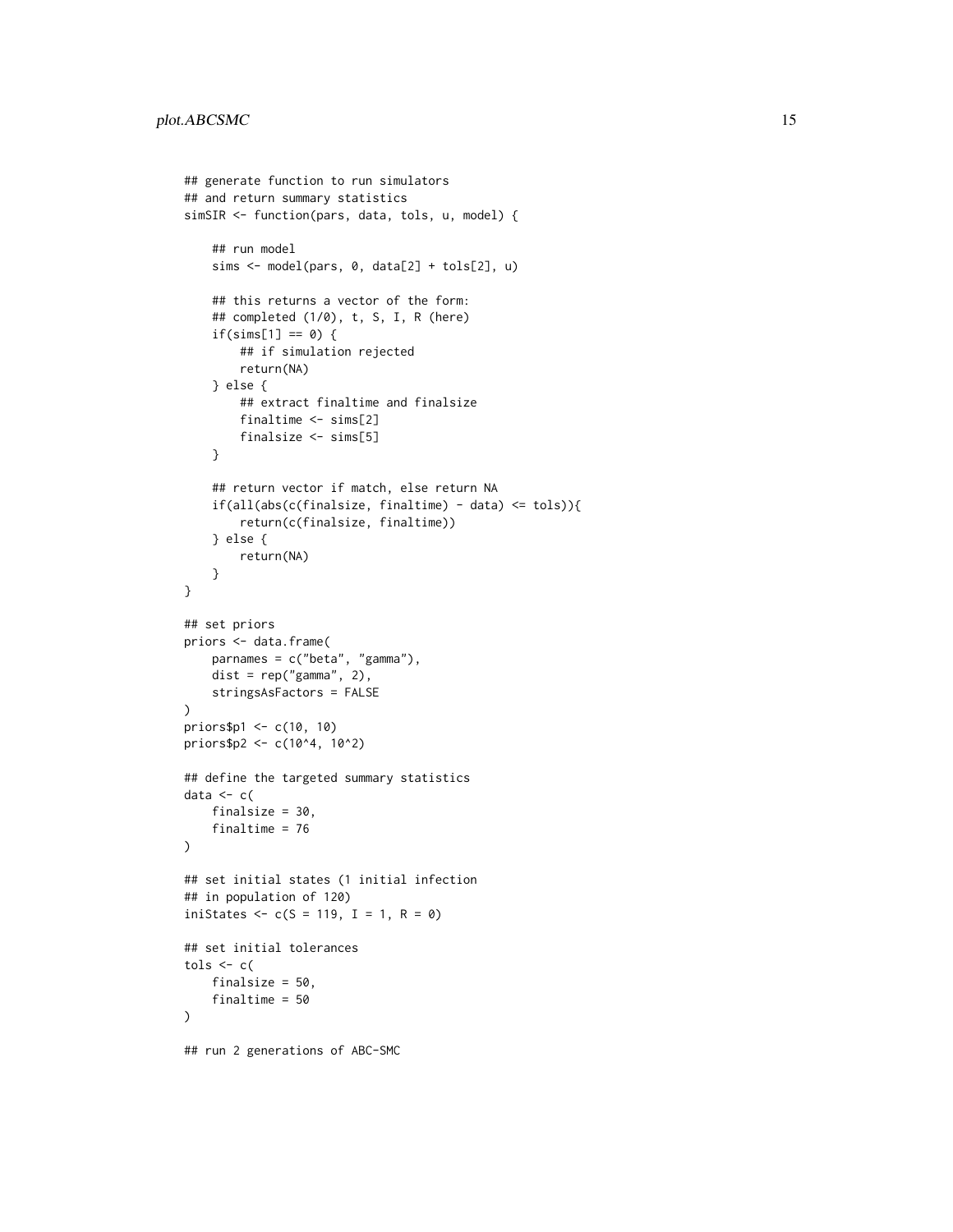```
## generate function to run simulators
## and return summary statistics
simSIR <- function(pars, data, tols, u, model) {

    ## run model
    sims <- model(pars, 0, data[2] + tols[2], u)

    ## this returns a vector of the form:
    ## completed (1/0), t, S, I, R (here)
    if(sims[1] == 0) {
        ## if simulation rejected
        return(NA)
    } else {
        ## extract finaltime and finalsize
        finaltime <- sims[2]
        finalsize <- sims[5]
    }

    ## return vector if match, else return NA
    if(all(abs(c(finalsize, finaltime) - data) <= tols)){
        return(c(finalsize, finaltime))
    } else {
        return(NA)
    }
}

## set priors
priors <- data.frame(
    parnames = c("beta", "gamma"),
    dist = rep("gamma", 2),
    stringsAsFactors = FALSE
)
priors$p1 <- c(10, 10)
priors$p2 <- c(10^4, 10^2)

## define the targeted summary statistics
data <- c(
    finalsize = 30,
    finaltime = 76
)

## set initial states (1 initial infection
## in population of 120)
iniStates <- c(S = 119, I = 1, R = 0)

## set initial tolerances
tols <- c(
    finalsize = 50,
    finaltime = 50
)

## run 2 generations of ABC-SMC
```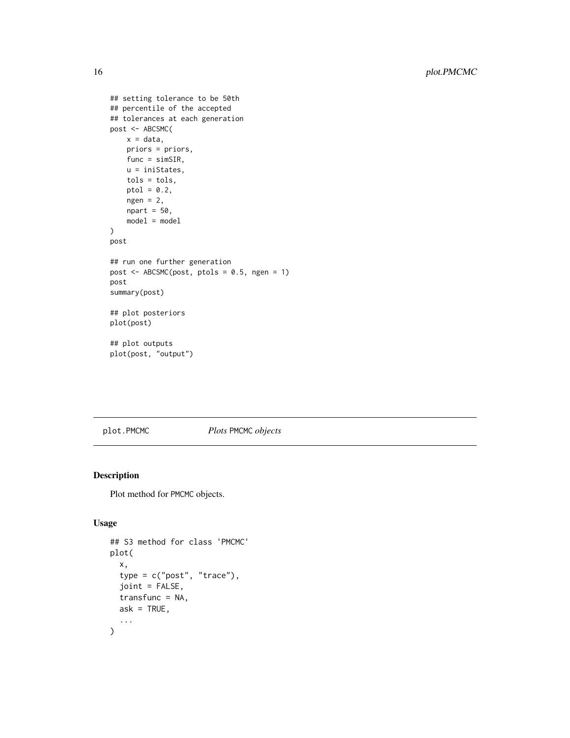```
## setting tolerance to be 50th
## percentile of the accepted
## tolerances at each generation
post <- ABCSMC(
    x = data,
    priors = priors,
    func = simSIR,
    u = iniStates,
    tols = tols,
    ptol = 0.2,
    ngen = 2,
    npart = 50,
    model = model
)
post

## run one further generation
post <- ABCSMC(post, ptols = 0.5, ngen = 1)
post
summary(post)

## plot posteriors
plot(post)

## plot outputs
plot(post, "output")
```

---

`plot.PMCMC` *Plots* PMCMC *objects*

---

## Description

Plot method for PMCMC objects.

## Usage

```
## S3 method for class 'PMCMC'
plot(
  x,
  type = c("post", "trace"),
  joint = FALSE,
  transfunc = NA,
  ask = TRUE,
  ...
)
```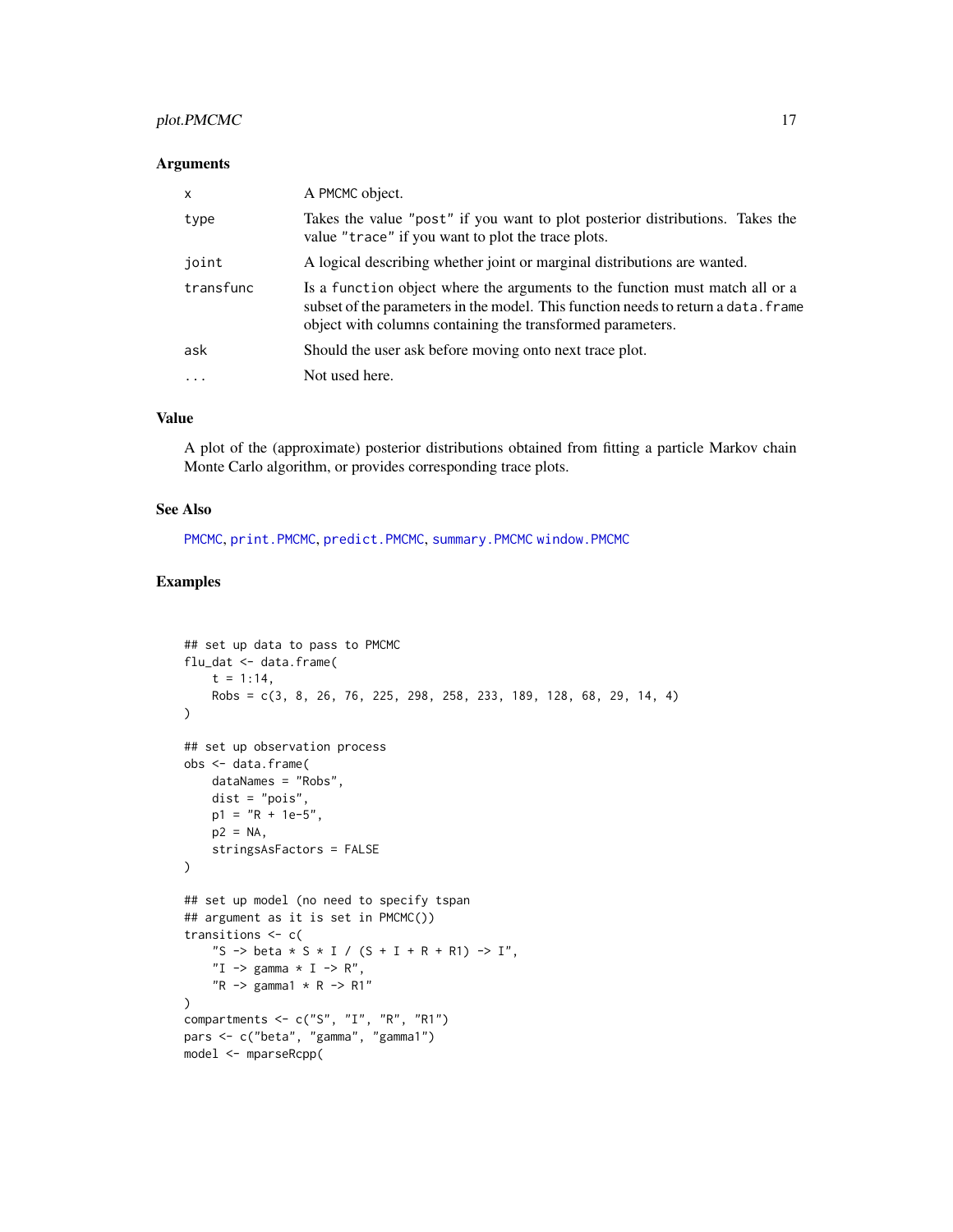### Arguments

| | |
|---|---|
| x | A PMCMC object. |
| type | Takes the value "post" if you want to plot posterior distributions. Takes the value "trace" if you want to plot the trace plots. |
| joint | A logical describing whether joint or marginal distributions are wanted. |
| transfunc | Is a function object where the arguments to the function must match all or a subset of the parameters in the model. This function needs to return a data.frame object with columns containing the transformed parameters. |
| ask | Should the user ask before moving onto next trace plot. |
| ... | Not used here. |

### Value

A plot of the (approximate) posterior distributions obtained from fitting a particle Markov chain Monte Carlo algorithm, or provides corresponding trace plots.

### See Also

PMCMC, print.PMCMC, predict.PMCMC, summary.PMCMC window.PMCMC

### Examples

```
## set up data to pass to PMCMC
flu_dat <- data.frame(
    t = 1:14,
    Robs = c(3, 8, 26, 76, 225, 298, 258, 233, 189, 128, 68, 29, 14, 4)
)

## set up observation process
obs <- data.frame(
    dataNames = "Robs",
    dist = "pois",
    p1 = "R + 1e-5",
    p2 = NA,
    stringsAsFactors = FALSE
)

## set up model (no need to specify tspan
## argument as it is set in PMCMC())
transitions <- c(
    "S -> beta * S * I / (S + I + R + R1) -> I",
    "I -> gamma * I -> R",
    "R -> gamma1 * R -> R1"
)
compartments <- c("S", "I", "R", "R1")
pars <- c("beta", "gamma", "gamma1")
model <- mparseRcpp(
```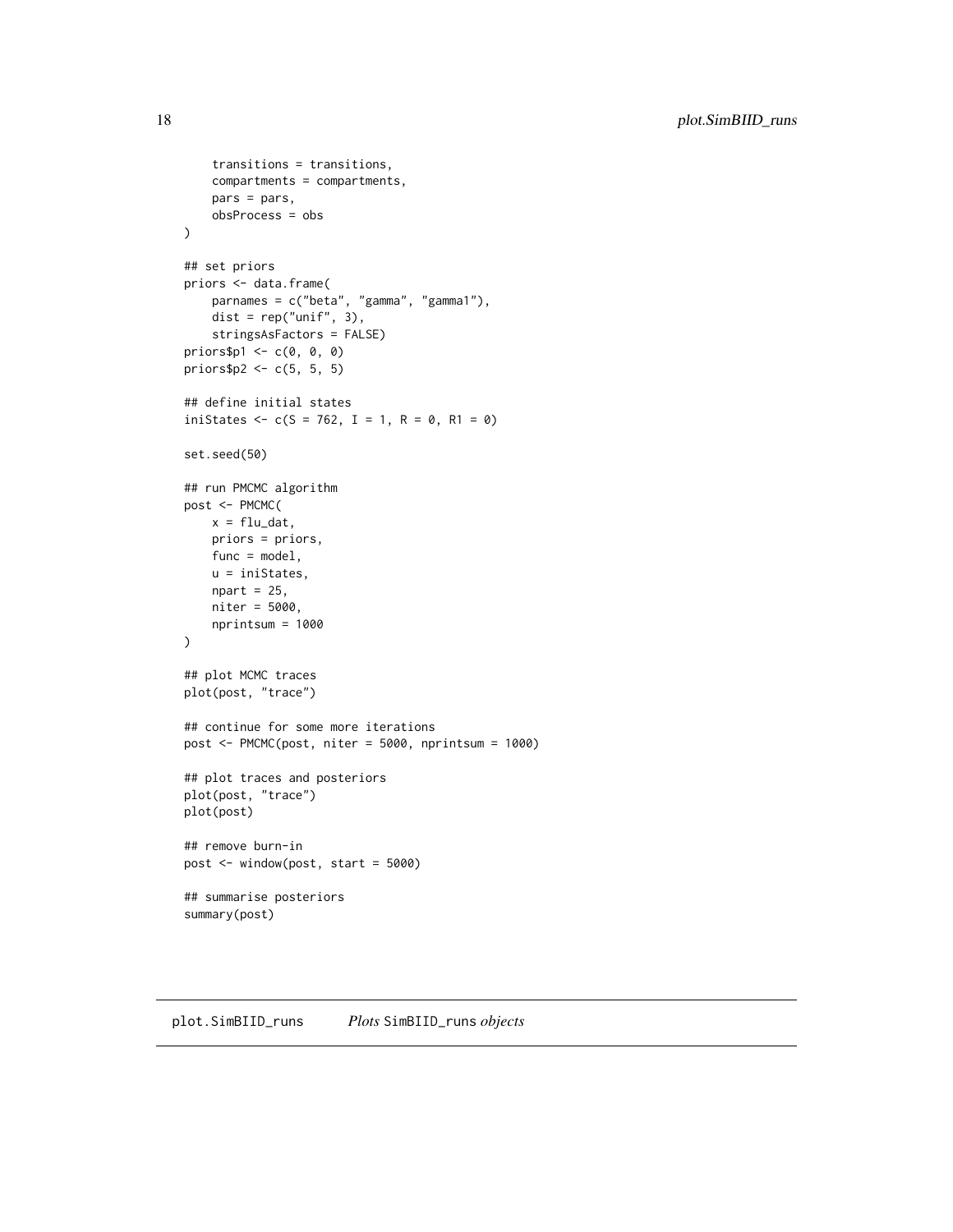```
    transitions = transitions,
    compartments = compartments,
    pars = pars,
    obsProcess = obs
)

## set priors
priors <- data.frame(
    parnames = c("beta", "gamma", "gamma1"),
    dist = rep("unif", 3),
    stringsAsFactors = FALSE)
priors$p1 <- c(0, 0, 0)
priors$p2 <- c(5, 5, 5)

## define initial states
iniStates <- c(S = 762, I = 1, R = 0, R1 = 0)

set.seed(50)

## run PMCMC algorithm
post <- PMCMC(
    x = flu_dat,
    priors = priors,
    func = model,
    u = iniStates,
    npart = 25,
    niter = 5000,
    nprintsum = 1000
)

## plot MCMC traces
plot(post, "trace")

## continue for some more iterations
post <- PMCMC(post, niter = 5000, nprintsum = 1000)

## plot traces and posteriors
plot(post, "trace")
plot(post)

## remove burn-in
post <- window(post, start = 5000)

## summarise posteriors
summary(post)
```

---

plot.SimBIID_runs    *Plots* SimBIID_runs *objects*

---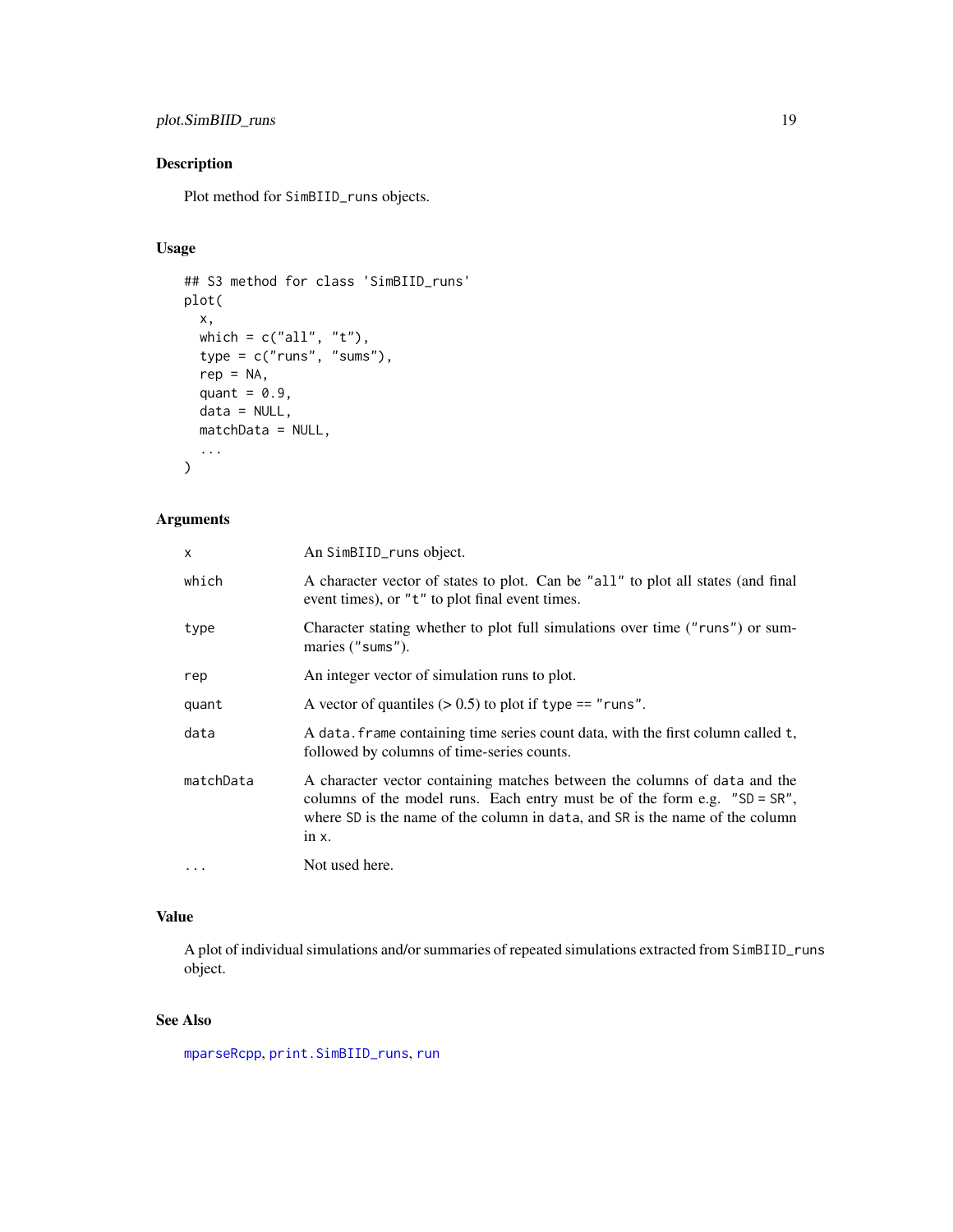## Description

Plot method for `SimBIID_runs` objects.

## Usage

```
## S3 method for class 'SimBIID_runs'
plot(
  x,
  which = c("all", "t"),
  type = c("runs", "sums"),
  rep = NA,
  quant = 0.9,
  data = NULL,
  matchData = NULL,
  ...
)
```

## Arguments

| | |
|---|---|
| `x` | An `SimBIID_runs` object. |
| `which` | A character vector of states to plot. Can be `"all"` to plot all states (and final event times), or `"t"` to plot final event times. |
| `type` | Character stating whether to plot full simulations over time (`"runs"`) or summaries (`"sums"`). |
| `rep` | An integer vector of simulation runs to plot. |
| `quant` | A vector of quantiles (> 0.5) to plot if `type == "runs"`. |
| `data` | A `data.frame` containing time series count data, with the first column called `t`, followed by columns of time-series counts. |
| `matchData` | A character vector containing matches between the columns of `data` and the columns of the model runs. Each entry must be of the form e.g. `"SD = SR"`, where `SD` is the name of the column in `data`, and `SR` is the name of the column in `x`. |
| `...` | Not used here. |

## Value

A plot of individual simulations and/or summaries of repeated simulations extracted from `SimBIID_runs` object.

## See Also

`mparseRcpp`, `print.SimBIID_runs`, `run`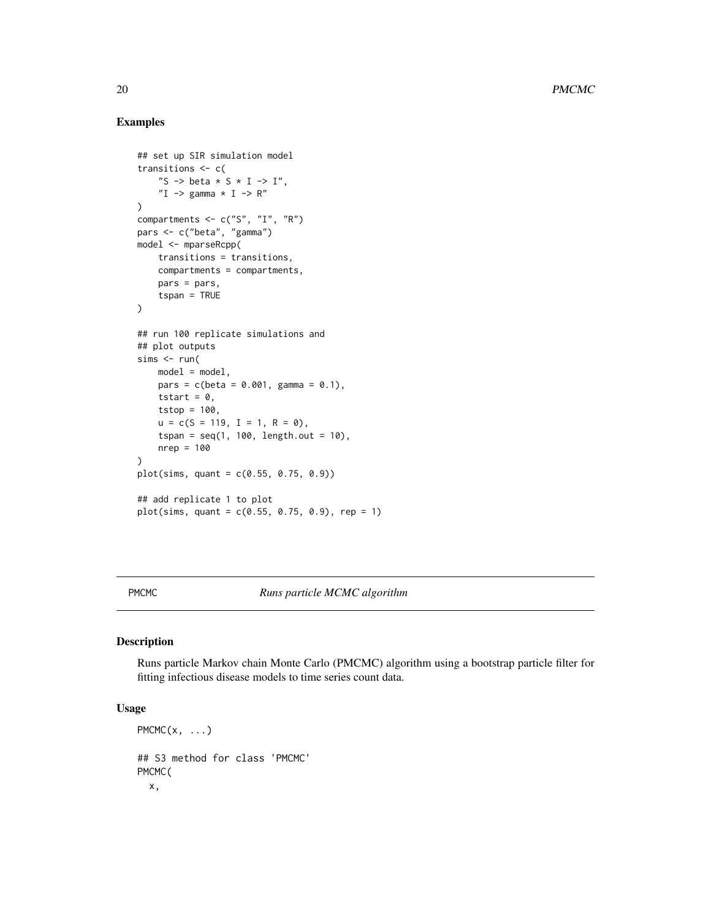### Examples

```
## set up SIR simulation model
transitions <- c(
    "S -> beta * S * I -> I",
    "I -> gamma * I -> R"
)
compartments <- c("S", "I", "R")
pars <- c("beta", "gamma")
model <- mparseRcpp(
    transitions = transitions,
    compartments = compartments,
    pars = pars,
    tspan = TRUE
)

## run 100 replicate simulations and
## plot outputs
sims <- run(
    model = model,
    pars = c(beta = 0.001, gamma = 0.1),
    tstart = 0,
    tstop = 100,
    u = c(S = 119, I = 1, R = 0),
    tspan = seq(1, 100, length.out = 10),
    nrep = 100
)
plot(sims, quant = c(0.55, 0.75, 0.9))

## add replicate 1 to plot
plot(sims, quant = c(0.55, 0.75, 0.9), rep = 1)
```

---

## PMCMC *Runs particle MCMC algorithm*

---

### Description

Runs particle Markov chain Monte Carlo (PMCMC) algorithm using a bootstrap particle filter for fitting infectious disease models to time series count data.

### Usage

```
PMCMC(x, ...)

## S3 method for class 'PMCMC'
PMCMC(
  x,
```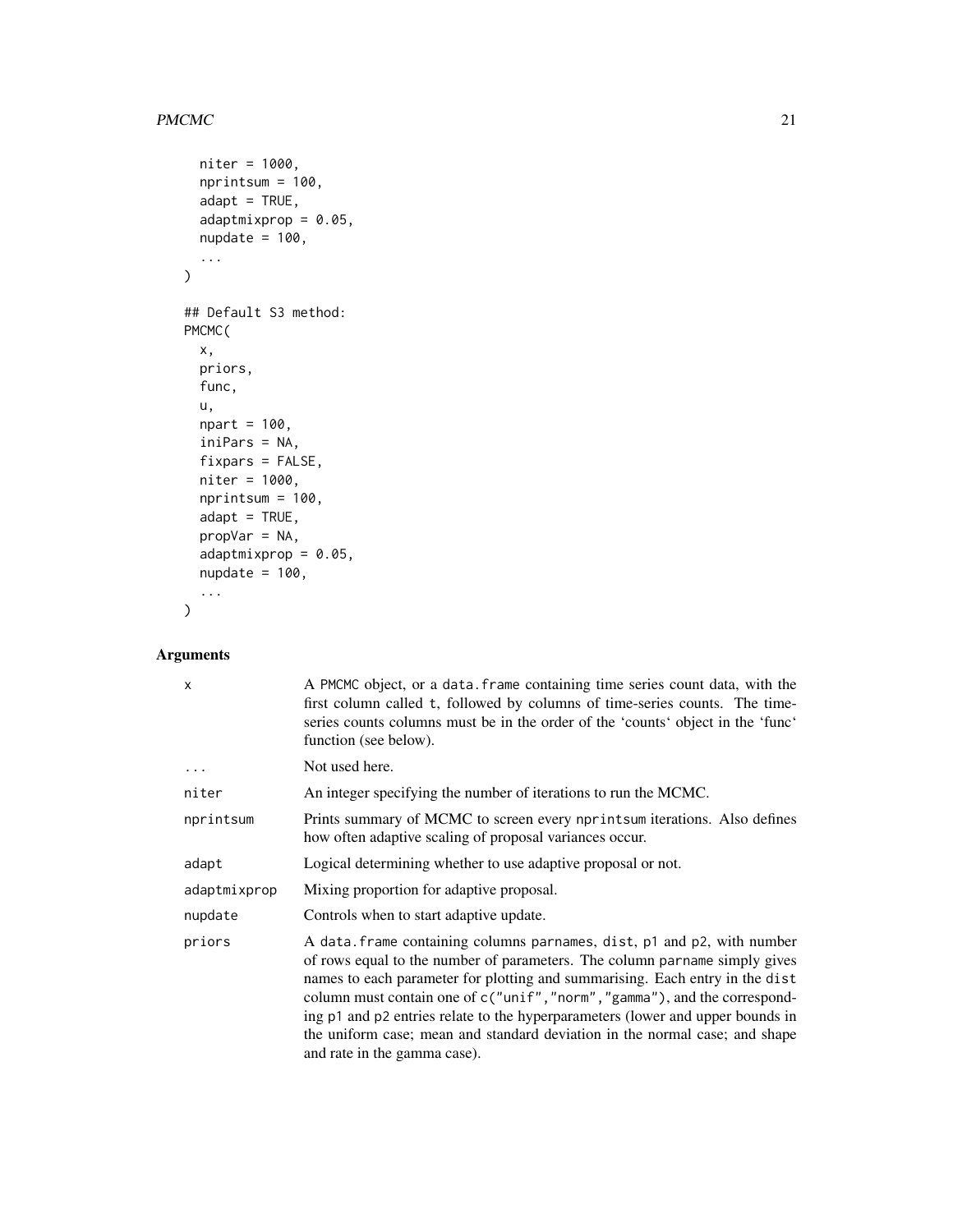```
  niter = 1000,
  nprintsum = 100,
  adapt = TRUE,
  adaptmixprop = 0.05,
  nupdate = 100,
  ...
)

## Default S3 method:
PMCMC(
  x,
  priors,
  func,
  u,
  npart = 100,
  iniPars = NA,
  fixpars = FALSE,
  niter = 1000,
  nprintsum = 100,
  adapt = TRUE,
  propVar = NA,
  adaptmixprop = 0.05,
  nupdate = 100,
  ...
)
```

## Arguments

| | |
|---|---|
| `x` | A PMCMC object, or a `data.frame` containing time series count data, with the first column called `t`, followed by columns of time-series counts. The time-series counts columns must be in the order of the 'counts' object in the 'func' function (see below). |
| `...` | Not used here. |
| `niter` | An integer specifying the number of iterations to run the MCMC. |
| `nprintsum` | Prints summary of MCMC to screen every `nprintsum` iterations. Also defines how often adaptive scaling of proposal variances occur. |
| `adapt` | Logical determining whether to use adaptive proposal or not. |
| `adaptmixprop` | Mixing proportion for adaptive proposal. |
| `nupdate` | Controls when to start adaptive update. |
| `priors` | A `data.frame` containing columns `parnames`, `dist`, `p1` and `p2`, with number of rows equal to the number of parameters. The column `parname` simply gives names to each parameter for plotting and summarising. Each entry in the `dist` column must contain one of `c("unif","norm","gamma")`, and the corresponding `p1` and `p2` entries relate to the hyperparameters (lower and upper bounds in the uniform case; mean and standard deviation in the normal case; and shape and rate in the gamma case). |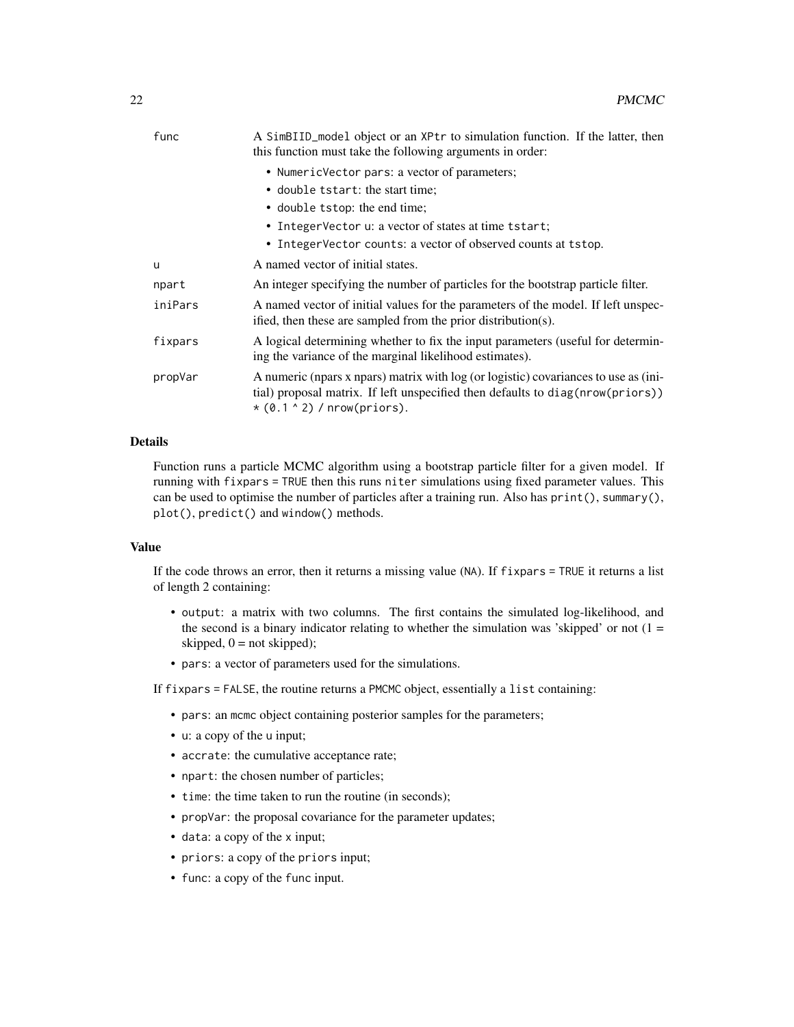| | |
|---|---|
| func | A `SimBIID_model` object or an `XPtr` to simulation function. If the latter, then this function must take the following arguments in order:<br>• `NumericVector pars`: a vector of parameters;<br>• `double tstart`: the start time;<br>• `double tstop`: the end time;<br>• `IntegerVector u`: a vector of states at time `tstart`;<br>• `IntegerVector counts`: a vector of observed counts at `tstop`. |
| u | A named vector of initial states. |
| npart | An integer specifying the number of particles for the bootstrap particle filter. |
| iniPars | A named vector of initial values for the parameters of the model. If left unspecified, then these are sampled from the prior distribution(s). |
| fixpars | A logical determining whether to fix the input parameters (useful for determining the variance of the marginal likelihood estimates). |
| propVar | A numeric (npars x npars) matrix with log (or logistic) covariances to use as (initial) proposal matrix. If left unspecified then defaults to `diag(nrow(priors)) * (0.1 ^ 2) / nrow(priors)`. |

### Details

Function runs a particle MCMC algorithm using a bootstrap particle filter for a given model. If running with `fixpars = TRUE` then this runs `niter` simulations using fixed parameter values. This can be used to optimise the number of particles after a training run. Also has `print()`, `summary()`, `plot()`, `predict()` and `window()` methods.

### Value

If the code throws an error, then it returns a missing value (`NA`). If `fixpars = TRUE` it returns a list of length 2 containing:

- `output`: a matrix with two columns. The first contains the simulated log-likelihood, and the second is a binary indicator relating to whether the simulation was 'skipped' or not (1 = skipped, 0 = not skipped);
- `pars`: a vector of parameters used for the simulations.

If `fixpars = FALSE`, the routine returns a `PMCMC` object, essentially a `list` containing:

- `pars`: an `mcmc` object containing posterior samples for the parameters;
- `u`: a copy of the `u` input;
- `accrate`: the cumulative acceptance rate;
- `npart`: the chosen number of particles;
- `time`: the time taken to run the routine (in seconds);
- `propVar`: the proposal covariance for the parameter updates;
- `data`: a copy of the `x` input;
- `priors`: a copy of the `priors` input;
- `func`: a copy of the `func` input.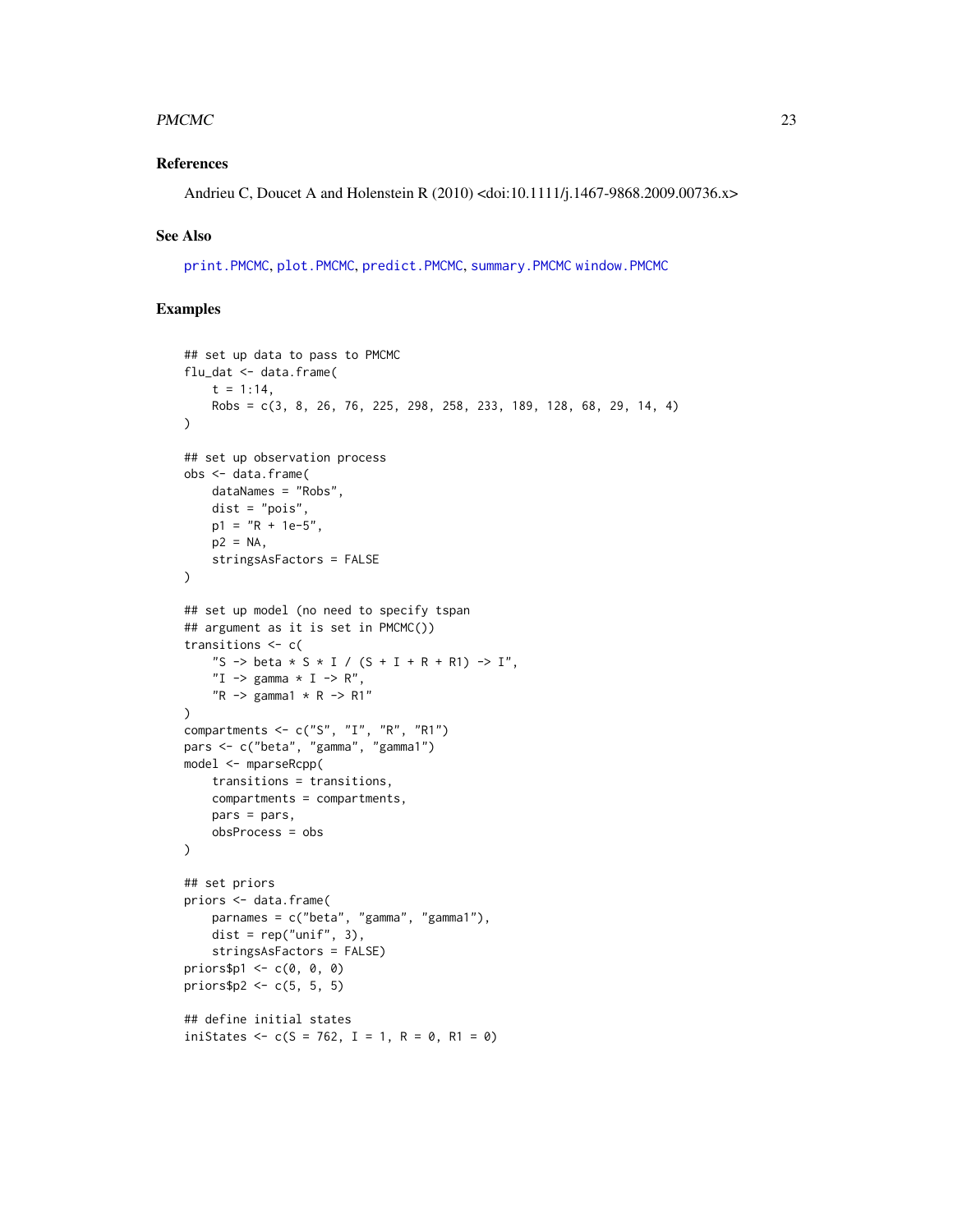### References

Andrieu C, Doucet A and Holenstein R (2010) <doi:10.1111/j.1467-9868.2009.00736.x>

### See Also

print.PMCMC, plot.PMCMC, predict.PMCMC, summary.PMCMC window.PMCMC

### Examples

```
## set up data to pass to PMCMC
flu_dat <- data.frame(
    t = 1:14,
    Robs = c(3, 8, 26, 76, 225, 298, 258, 233, 189, 128, 68, 29, 14, 4)
)

## set up observation process
obs <- data.frame(
    dataNames = "Robs",
    dist = "pois",
    p1 = "R + 1e-5",
    p2 = NA,
    stringsAsFactors = FALSE
)

## set up model (no need to specify tspan
## argument as it is set in PMCMC())
transitions <- c(
    "S -> beta * S * I / (S + I + R + R1) -> I",
    "I -> gamma * I -> R",
    "R -> gamma1 * R -> R1"
)
compartments <- c("S", "I", "R", "R1")
pars <- c("beta", "gamma", "gamma1")
model <- mparseRcpp(
    transitions = transitions,
    compartments = compartments,
    pars = pars,
    obsProcess = obs
)

## set priors
priors <- data.frame(
    parnames = c("beta", "gamma", "gamma1"),
    dist = rep("unif", 3),
    stringsAsFactors = FALSE)
priors$p1 <- c(0, 0, 0)
priors$p2 <- c(5, 5, 5)

## define initial states
iniStates <- c(S = 762, I = 1, R = 0, R1 = 0)
```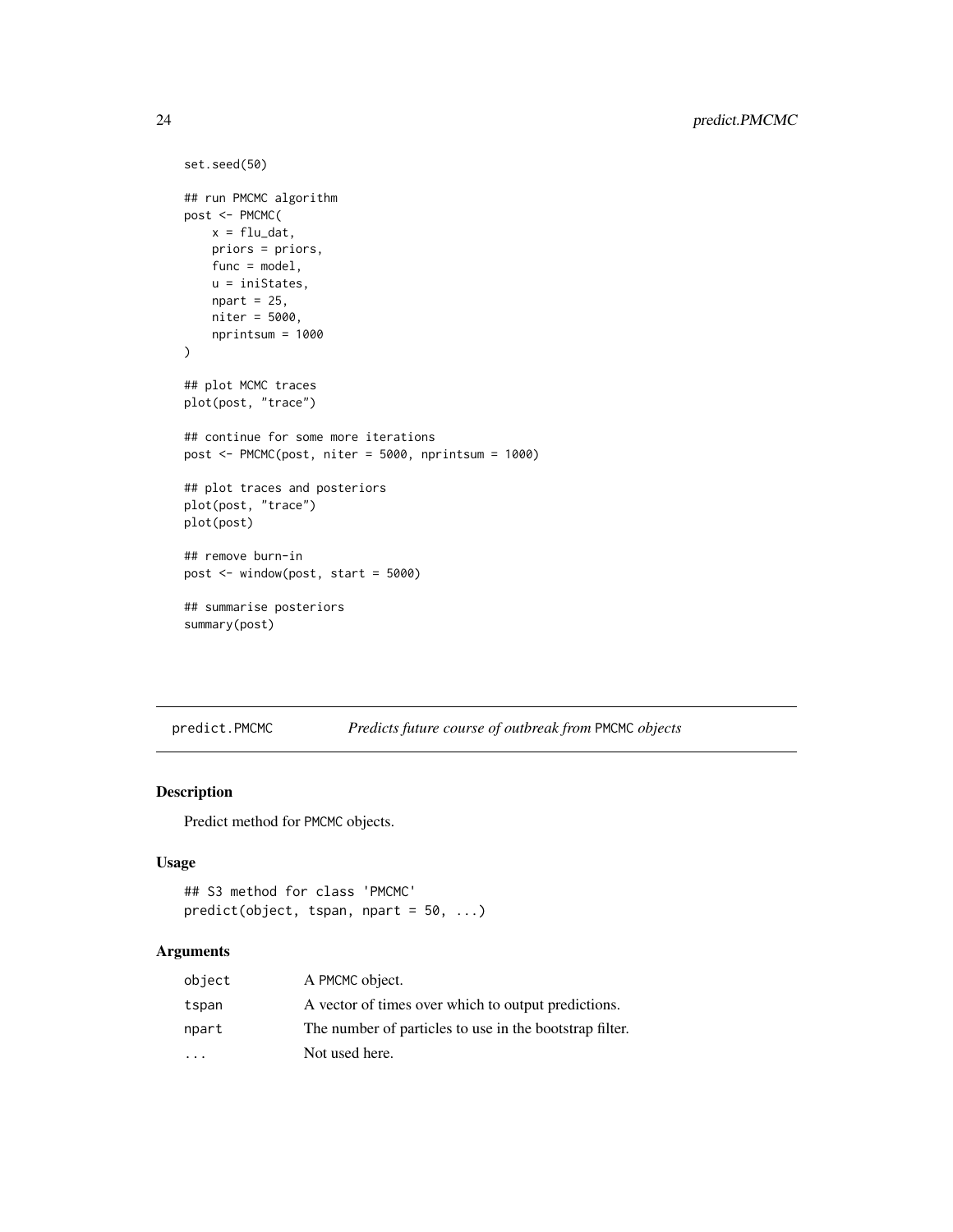```
set.seed(50)

## run PMCMC algorithm
post <- PMCMC(
    x = flu_dat,
    priors = priors,
    func = model,
    u = iniStates,
    npart = 25,
    niter = 5000,
    nprintsum = 1000
)

## plot MCMC traces
plot(post, "trace")

## continue for some more iterations
post <- PMCMC(post, niter = 5000, nprintsum = 1000)

## plot traces and posteriors
plot(post, "trace")
plot(post)

## remove burn-in
post <- window(post, start = 5000)

## summarise posteriors
summary(post)
```

---

## predict.PMCMC — *Predicts future course of outbreak from* `PMCMC` *objects*

### Description

Predict method for `PMCMC` objects.

### Usage

```
## S3 method for class 'PMCMC'
predict(object, tspan, npart = 50, ...)
```

### Arguments

| | |
|---|---|
| `object` | A `PMCMC` object. |
| `tspan` | A vector of times over which to output predictions. |
| `npart` | The number of particles to use in the bootstrap filter. |
| `...` | Not used here. |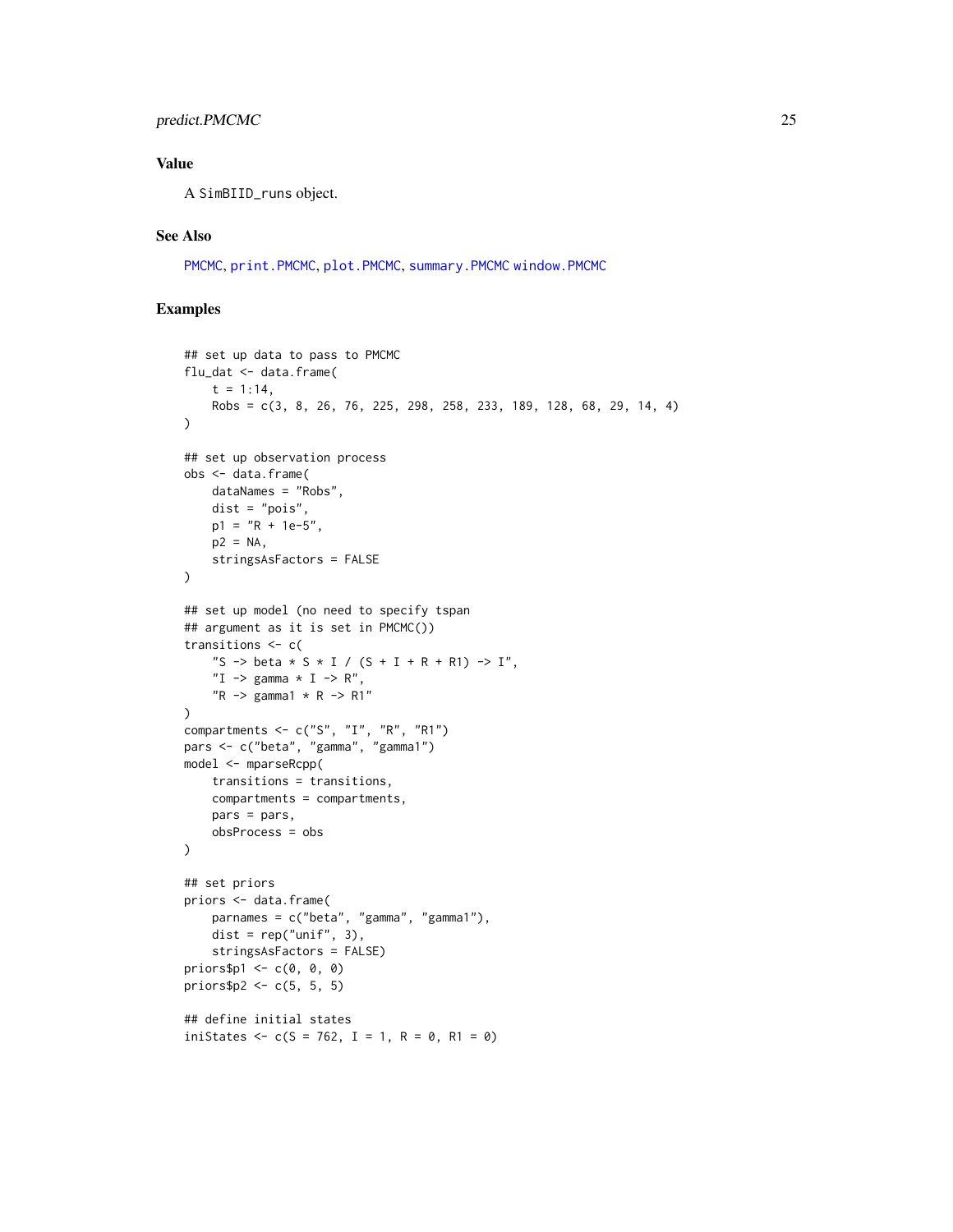## Value

A `SimBIID_runs` object.

## See Also

PMCMC, print.PMCMC, plot.PMCMC, summary.PMCMC window.PMCMC

## Examples

```
## set up data to pass to PMCMC
flu_dat <- data.frame(
    t = 1:14,
    Robs = c(3, 8, 26, 76, 225, 298, 258, 233, 189, 128, 68, 29, 14, 4)
)

## set up observation process
obs <- data.frame(
    dataNames = "Robs",
    dist = "pois",
    p1 = "R + 1e-5",
    p2 = NA,
    stringsAsFactors = FALSE
)

## set up model (no need to specify tspan
## argument as it is set in PMCMC())
transitions <- c(
    "S -> beta * S * I / (S + I + R + R1) -> I",
    "I -> gamma * I -> R",
    "R -> gamma1 * R -> R1"
)
compartments <- c("S", "I", "R", "R1")
pars <- c("beta", "gamma", "gamma1")
model <- mparseRcpp(
    transitions = transitions,
    compartments = compartments,
    pars = pars,
    obsProcess = obs
)

## set priors
priors <- data.frame(
    parnames = c("beta", "gamma", "gamma1"),
    dist = rep("unif", 3),
    stringsAsFactors = FALSE)
priors$p1 <- c(0, 0, 0)
priors$p2 <- c(5, 5, 5)

## define initial states
iniStates <- c(S = 762, I = 1, R = 0, R1 = 0)
```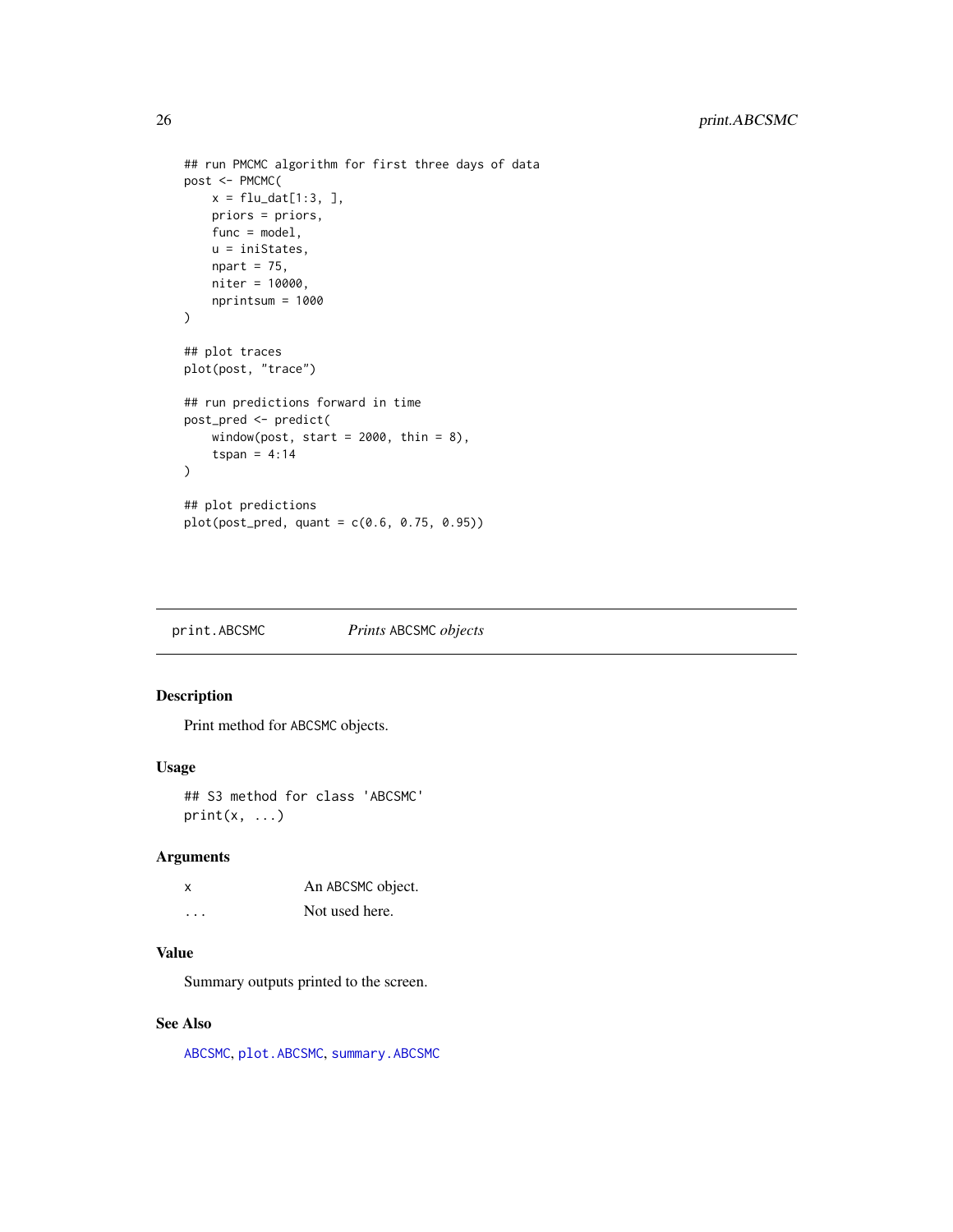```
## run PMCMC algorithm for first three days of data
post <- PMCMC(
    x = flu_dat[1:3, ],
    priors = priors,
    func = model,
    u = iniStates,
    npart = 75,
    niter = 10000,
    nprintsum = 1000
)

## plot traces
plot(post, "trace")

## run predictions forward in time
post_pred <- predict(
    window(post, start = 2000, thin = 8),
    tspan = 4:14
)

## plot predictions
plot(post_pred, quant = c(0.6, 0.75, 0.95))
```

---

## print.ABCSMC *Prints* ABCSMC *objects*

### Description

Print method for ABCSMC objects.

### Usage

```
## S3 method for class 'ABCSMC'
print(x, ...)
```

### Arguments

| | |
|---|---|
| x | An ABCSMC object. |
| ... | Not used here. |

### Value

Summary outputs printed to the screen.

### See Also

ABCSMC, plot.ABCSMC, summary.ABCSMC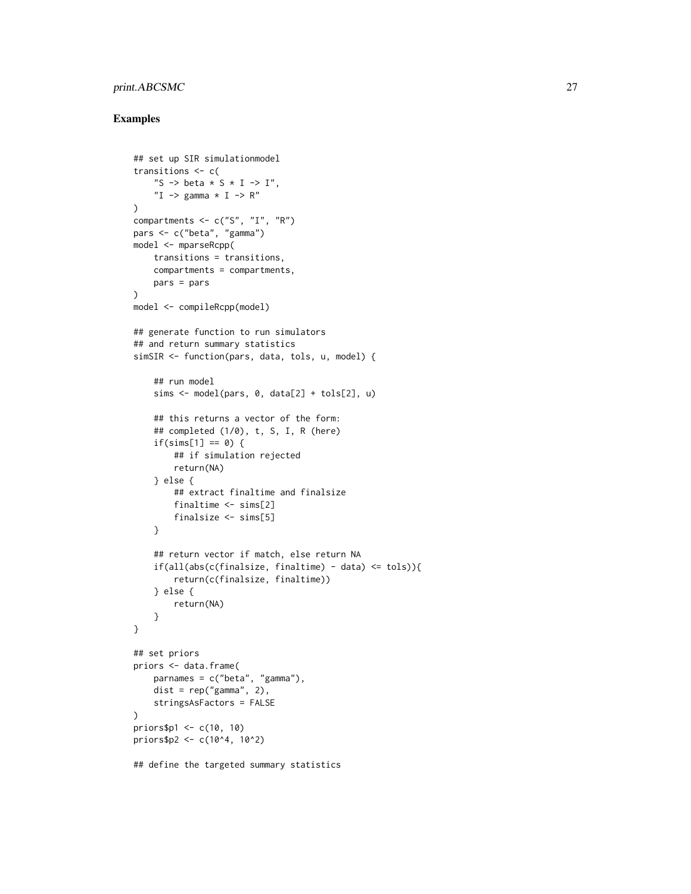## Examples

```
## set up SIR simulationmodel
transitions <- c(
    "S -> beta * S * I -> I",
    "I -> gamma * I -> R"
)
compartments <- c("S", "I", "R")
pars <- c("beta", "gamma")
model <- mparseRcpp(
    transitions = transitions,
    compartments = compartments,
    pars = pars
)
model <- compileRcpp(model)

## generate function to run simulators
## and return summary statistics
simSIR <- function(pars, data, tols, u, model) {

    ## run model
    sims <- model(pars, 0, data[2] + tols[2], u)

    ## this returns a vector of the form:
    ## completed (1/0), t, S, I, R (here)
    if(sims[1] == 0) {
        ## if simulation rejected
        return(NA)
    } else {
        ## extract finaltime and finalsize
        finaltime <- sims[2]
        finalsize <- sims[5]
    }

    ## return vector if match, else return NA
    if(all(abs(c(finalsize, finaltime) - data) <= tols)){
        return(c(finalsize, finaltime))
    } else {
        return(NA)
    }
}

## set priors
priors <- data.frame(
    parnames = c("beta", "gamma"),
    dist = rep("gamma", 2),
    stringsAsFactors = FALSE
)
priors$p1 <- c(10, 10)
priors$p2 <- c(10^4, 10^2)

## define the targeted summary statistics
```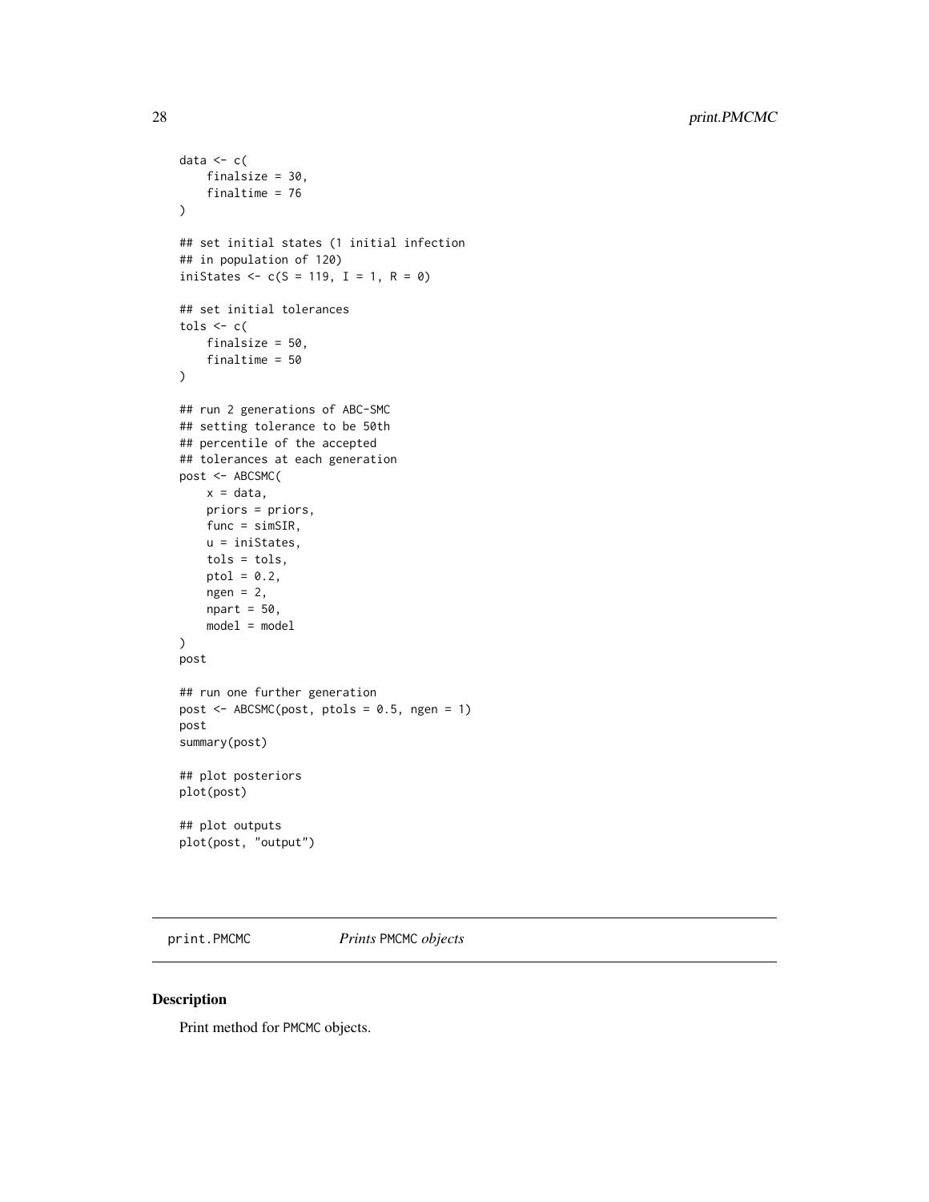```
data <- c(
    finalsize = 30,
    finaltime = 76
)

## set initial states (1 initial infection
## in population of 120)
iniStates <- c(S = 119, I = 1, R = 0)

## set initial tolerances
tols <- c(
    finalsize = 50,
    finaltime = 50
)

## run 2 generations of ABC-SMC
## setting tolerance to be 50th
## percentile of the accepted
## tolerances at each generation
post <- ABCSMC(
    x = data,
    priors = priors,
    func = simSIR,
    u = iniStates,
    tols = tols,
    ptol = 0.2,
    ngen = 2,
    npart = 50,
    model = model
)
post

## run one further generation
post <- ABCSMC(post, ptols = 0.5, ngen = 1)
post
summary(post)

## plot posteriors
plot(post)

## plot outputs
plot(post, "output")
```

## print.PMCMC — *Prints* PMCMC *objects*

### Description

Print method for PMCMC objects.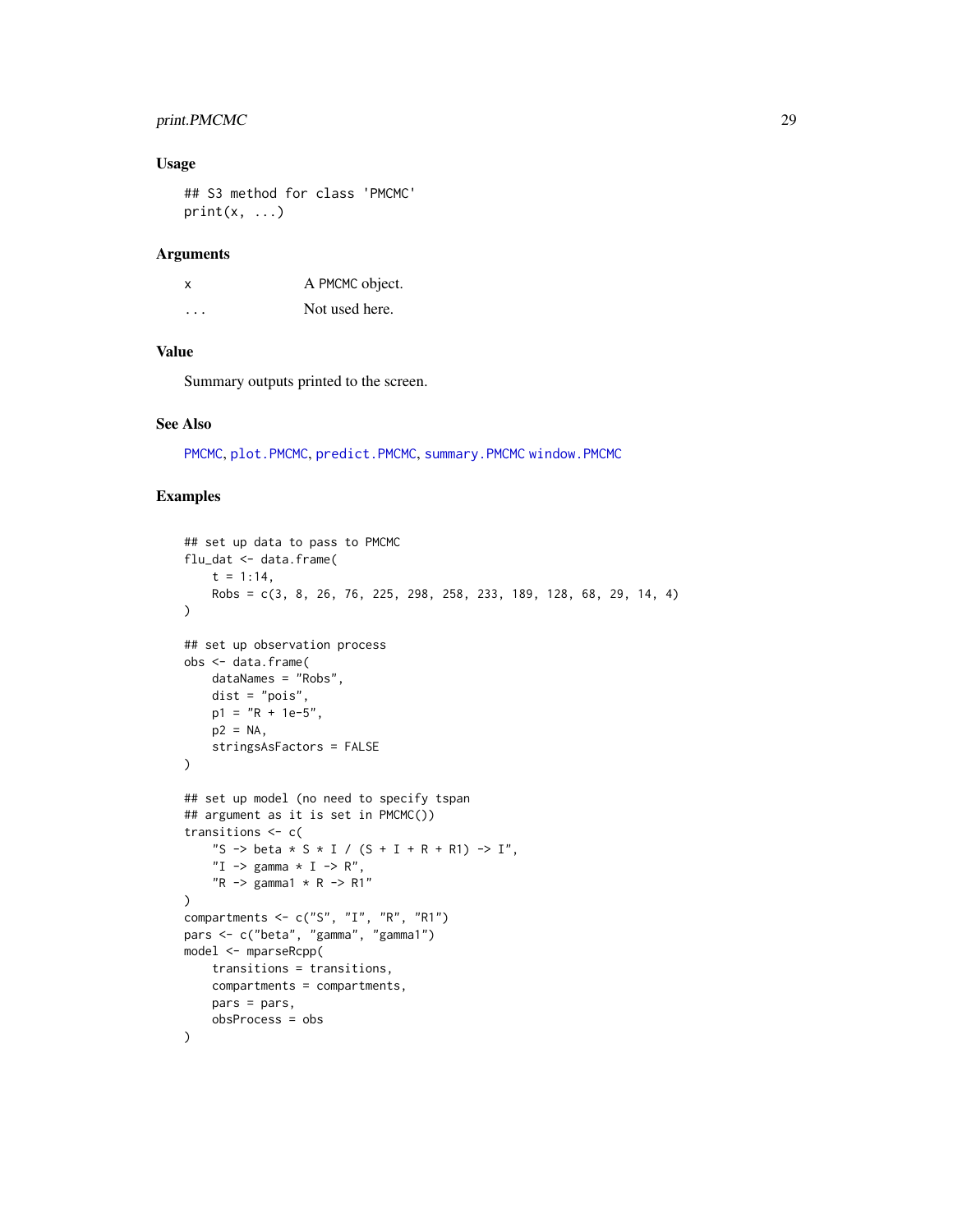### Usage

```
## S3 method for class 'PMCMC'
print(x, ...)
```

### Arguments

| | |
|---|---|
| x | A PMCMC object. |
| ... | Not used here. |

### Value

Summary outputs printed to the screen.

### See Also

PMCMC, plot.PMCMC, predict.PMCMC, summary.PMCMC window.PMCMC

### Examples

```
## set up data to pass to PMCMC
flu_dat <- data.frame(
    t = 1:14,
    Robs = c(3, 8, 26, 76, 225, 298, 258, 233, 189, 128, 68, 29, 14, 4)
)

## set up observation process
obs <- data.frame(
    dataNames = "Robs",
    dist = "pois",
    p1 = "R + 1e-5",
    p2 = NA,
    stringsAsFactors = FALSE
)

## set up model (no need to specify tspan
## argument as it is set in PMCMC())
transitions <- c(
    "S -> beta * S * I / (S + I + R + R1) -> I",
    "I -> gamma * I -> R",
    "R -> gamma1 * R -> R1"
)
compartments <- c("S", "I", "R", "R1")
pars <- c("beta", "gamma", "gamma1")
model <- mparseRcpp(
    transitions = transitions,
    compartments = compartments,
    pars = pars,
    obsProcess = obs
)
```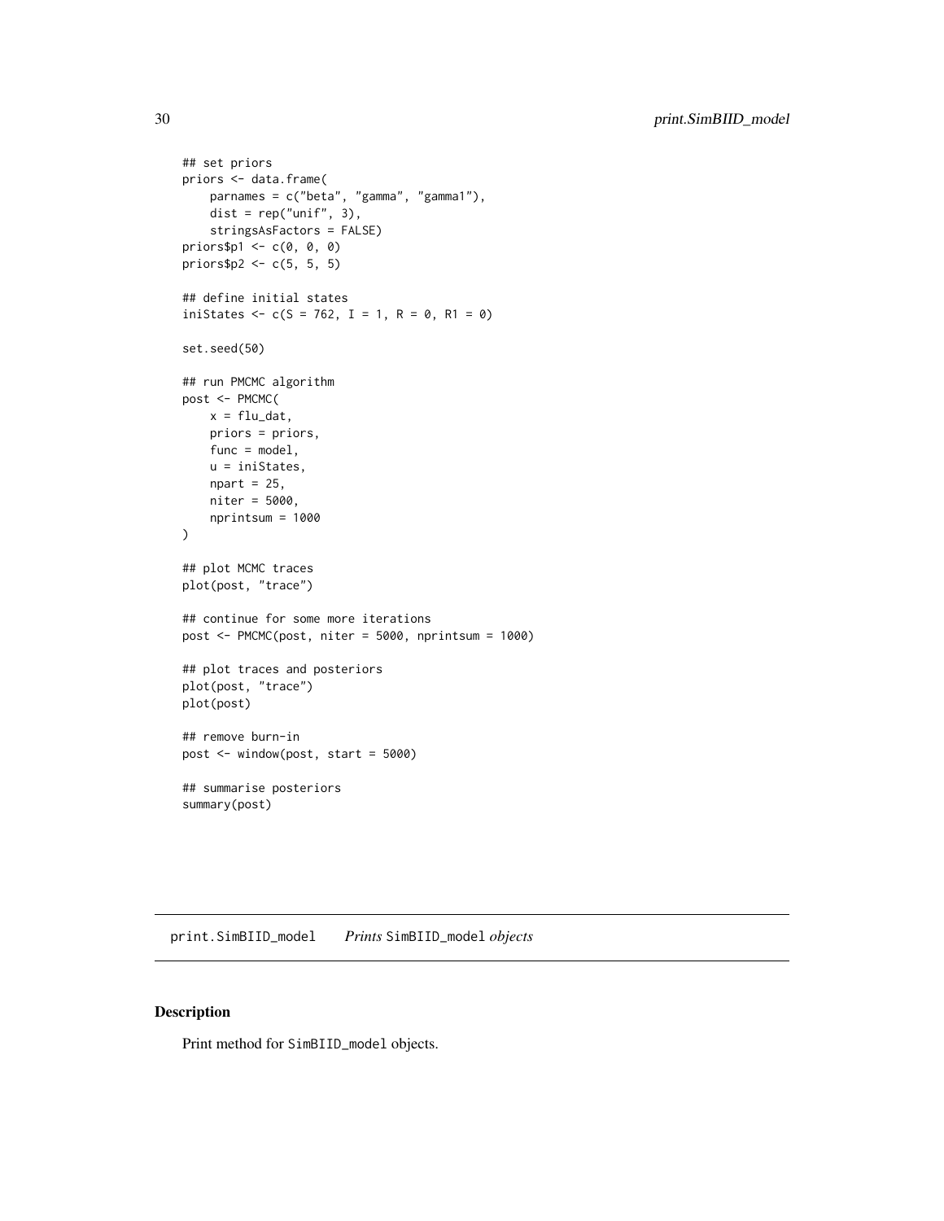```
## set priors
priors <- data.frame(
    parnames = c("beta", "gamma", "gamma1"),
    dist = rep("unif", 3),
    stringsAsFactors = FALSE)
priors$p1 <- c(0, 0, 0)
priors$p2 <- c(5, 5, 5)

## define initial states
iniStates <- c(S = 762, I = 1, R = 0, R1 = 0)

set.seed(50)

## run PMCMC algorithm
post <- PMCMC(
    x = flu_dat,
    priors = priors,
    func = model,
    u = iniStates,
    npart = 25,
    niter = 5000,
    nprintsum = 1000
)

## plot MCMC traces
plot(post, "trace")

## continue for some more iterations
post <- PMCMC(post, niter = 5000, nprintsum = 1000)

## plot traces and posteriors
plot(post, "trace")
plot(post)

## remove burn-in
post <- window(post, start = 5000)

## summarise posteriors
summary(post)
```

---

## print.SimBIID_model    *Prints* SimBIID_model *objects*

---

### Description

Print method for SimBIID_model objects.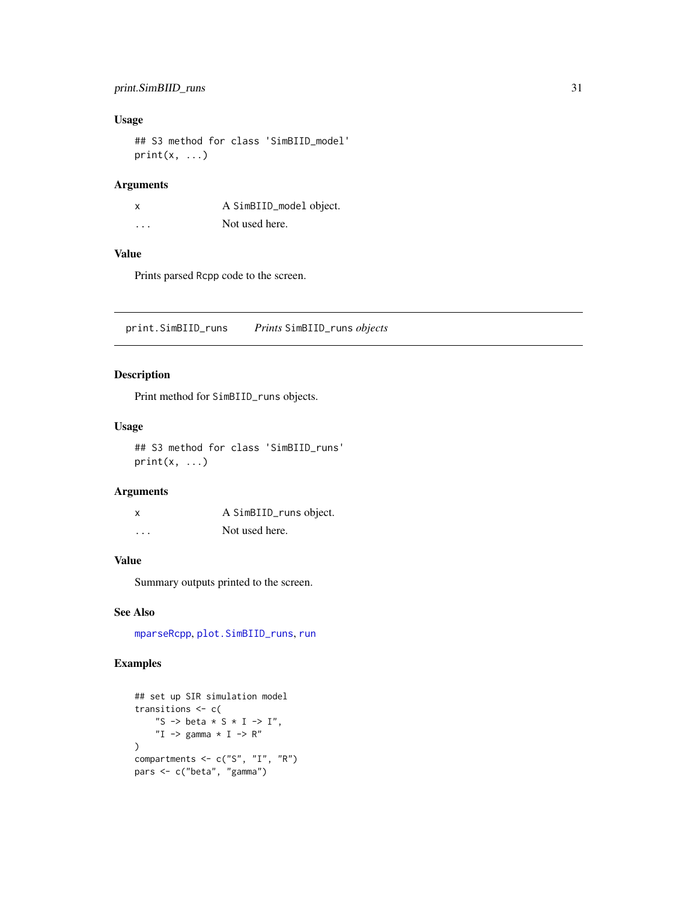### Usage

```
## S3 method for class 'SimBIID_model'
print(x, ...)
```

### Arguments

| | |
|---|---|
| x | A SimBIID_model object. |
| ... | Not used here. |

### Value

Prints parsed Rcpp code to the screen.

---

## print.SimBIID_runs — *Prints* SimBIID_runs *objects*

### Description

Print method for SimBIID_runs objects.

### Usage

```
## S3 method for class 'SimBIID_runs'
print(x, ...)
```

### Arguments

| | |
|---|---|
| x | A SimBIID_runs object. |
| ... | Not used here. |

### Value

Summary outputs printed to the screen.

### See Also

mparseRcpp, plot.SimBIID_runs, run

### Examples

```
## set up SIR simulation model
transitions <- c(
    "S -> beta * S * I -> I",
    "I -> gamma * I -> R"
)
compartments <- c("S", "I", "R")
pars <- c("beta", "gamma")
```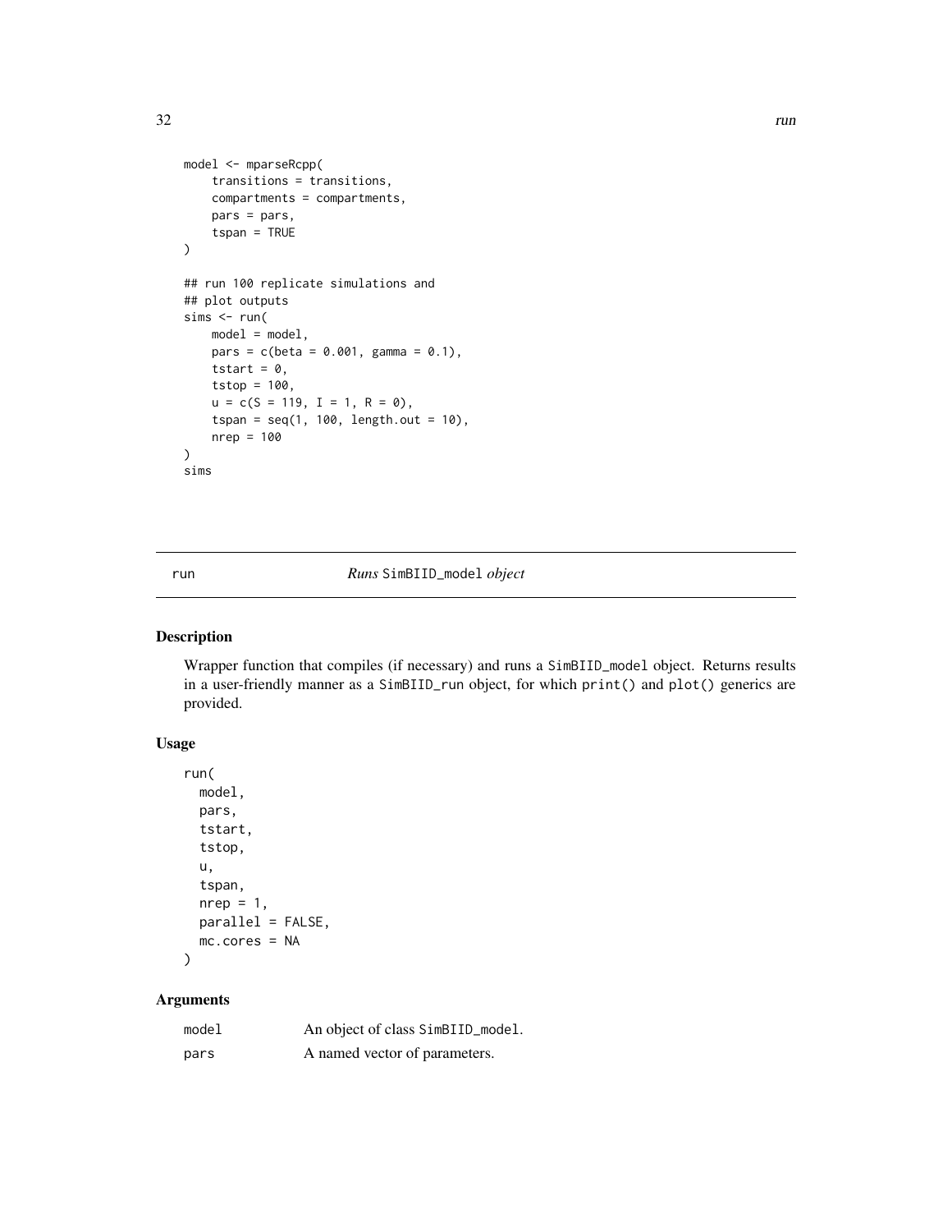```
model <- mparseRcpp(
    transitions = transitions,
    compartments = compartments,
    pars = pars,
    tspan = TRUE
)

## run 100 replicate simulations and
## plot outputs
sims <- run(
    model = model,
    pars = c(beta = 0.001, gamma = 0.1),
    tstart = 0,
    tstop = 100,
    u = c(S = 119, I = 1, R = 0),
    tspan = seq(1, 100, length.out = 10),
    nrep = 100
)
sims
```

---

## run — *Runs* `SimBIID_model` *object*

### Description

Wrapper function that compiles (if necessary) and runs a `SimBIID_model` object. Returns results in a user-friendly manner as a `SimBIID_run` object, for which `print()` and `plot()` generics are provided.

### Usage

```
run(
  model,
  pars,
  tstart,
  tstop,
  u,
  tspan,
  nrep = 1,
  parallel = FALSE,
  mc.cores = NA
)
```

### Arguments

| | |
|---|---|
| `model` | An object of class `SimBIID_model`. |
| `pars` | A named vector of parameters. |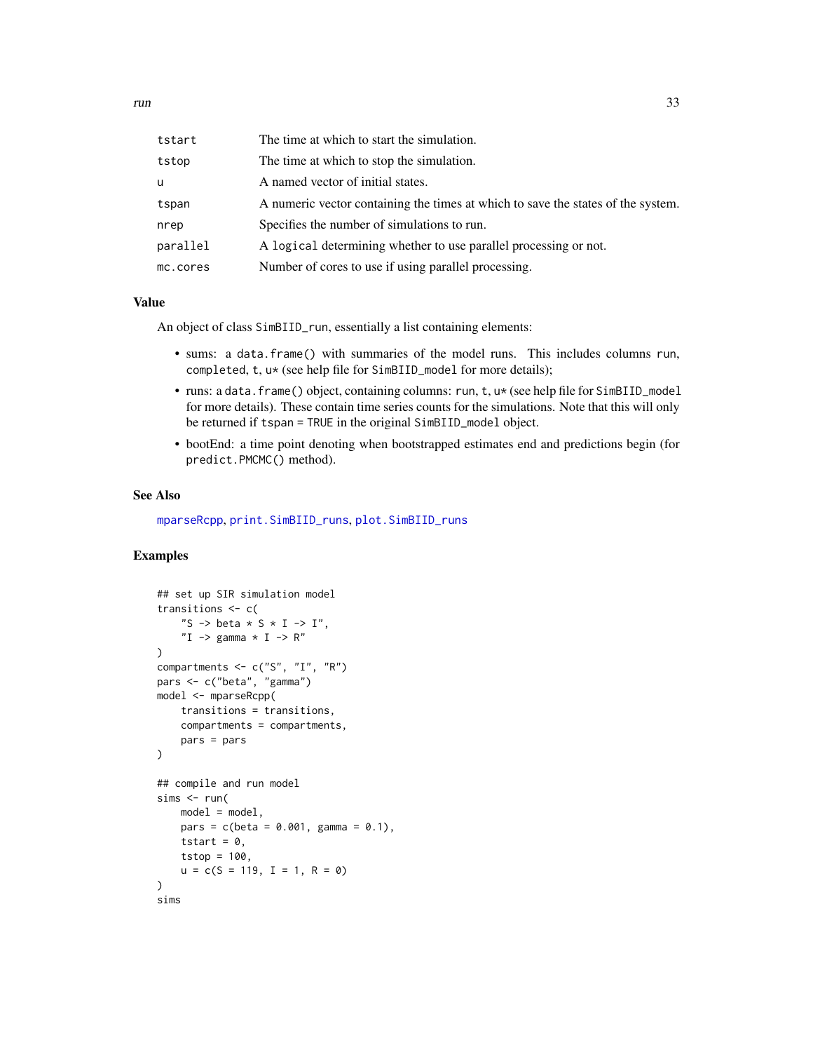| | |
|---|---|
| tstart | The time at which to start the simulation. |
| tstop | The time at which to stop the simulation. |
| u | A named vector of initial states. |
| tspan | A numeric vector containing the times at which to save the states of the system. |
| nrep | Specifies the number of simulations to run. |
| parallel | A logical determining whether to use parallel processing or not. |
| mc.cores | Number of cores to use if using parallel processing. |

## Value

An object of class SimBIID_run, essentially a list containing elements:

- sums: a data.frame() with summaries of the model runs. This includes columns run, completed, t, u* (see help file for SimBIID_model for more details);
- runs: a data.frame() object, containing columns: run, t, u* (see help file for SimBIID_model for more details). These contain time series counts for the simulations. Note that this will only be returned if tspan = TRUE in the original SimBIID_model object.
- bootEnd: a time point denoting when bootstrapped estimates end and predictions begin (for predict.PMCMC() method).

## See Also

mparseRcpp, print.SimBIID_runs, plot.SimBIID_runs

## Examples

```
## set up SIR simulation model
transitions <- c(
    "S -> beta * S * I -> I",
    "I -> gamma * I -> R"
)
compartments <- c("S", "I", "R")
pars <- c("beta", "gamma")
model <- mparseRcpp(
    transitions = transitions,
    compartments = compartments,
    pars = pars
)

## compile and run model
sims <- run(
    model = model,
    pars = c(beta = 0.001, gamma = 0.1),
    tstart = 0,
    tstop = 100,
    u = c(S = 119, I = 1, R = 0)
)
sims
```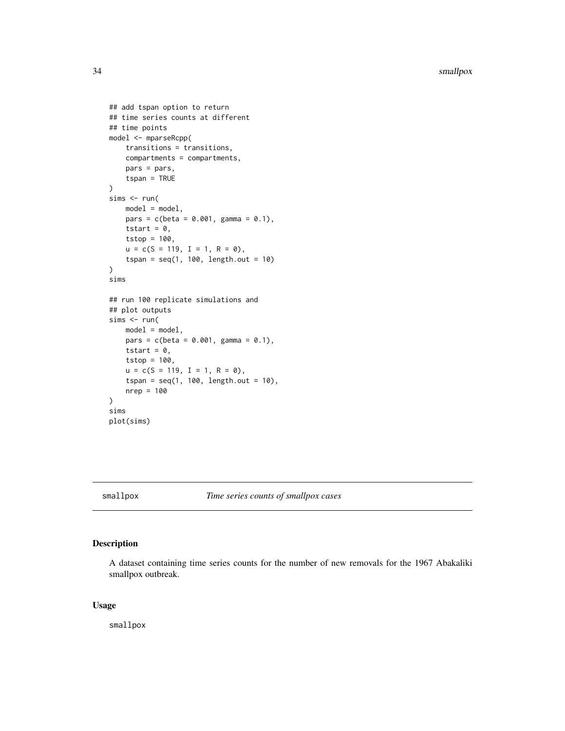```
## add tspan option to return
## time series counts at different
## time points
model <- mparseRcpp(
    transitions = transitions,
    compartments = compartments,
    pars = pars,
    tspan = TRUE
)
sims <- run(
    model = model,
    pars = c(beta = 0.001, gamma = 0.1),
    tstart = 0,
    tstop = 100,
    u = c(S = 119, I = 1, R = 0),
    tspan = seq(1, 100, length.out = 10)
)
sims

## run 100 replicate simulations and
## plot outputs
sims <- run(
    model = model,
    pars = c(beta = 0.001, gamma = 0.1),
    tstart = 0,
    tstop = 100,
    u = c(S = 119, I = 1, R = 0),
    tspan = seq(1, 100, length.out = 10),
    nrep = 100
)
sims
plot(sims)
```

---

## smallpox — *Time series counts of smallpox cases*

### Description

A dataset containing time series counts for the number of new removals for the 1967 Abakaliki smallpox outbreak.

### Usage

```
smallpox
```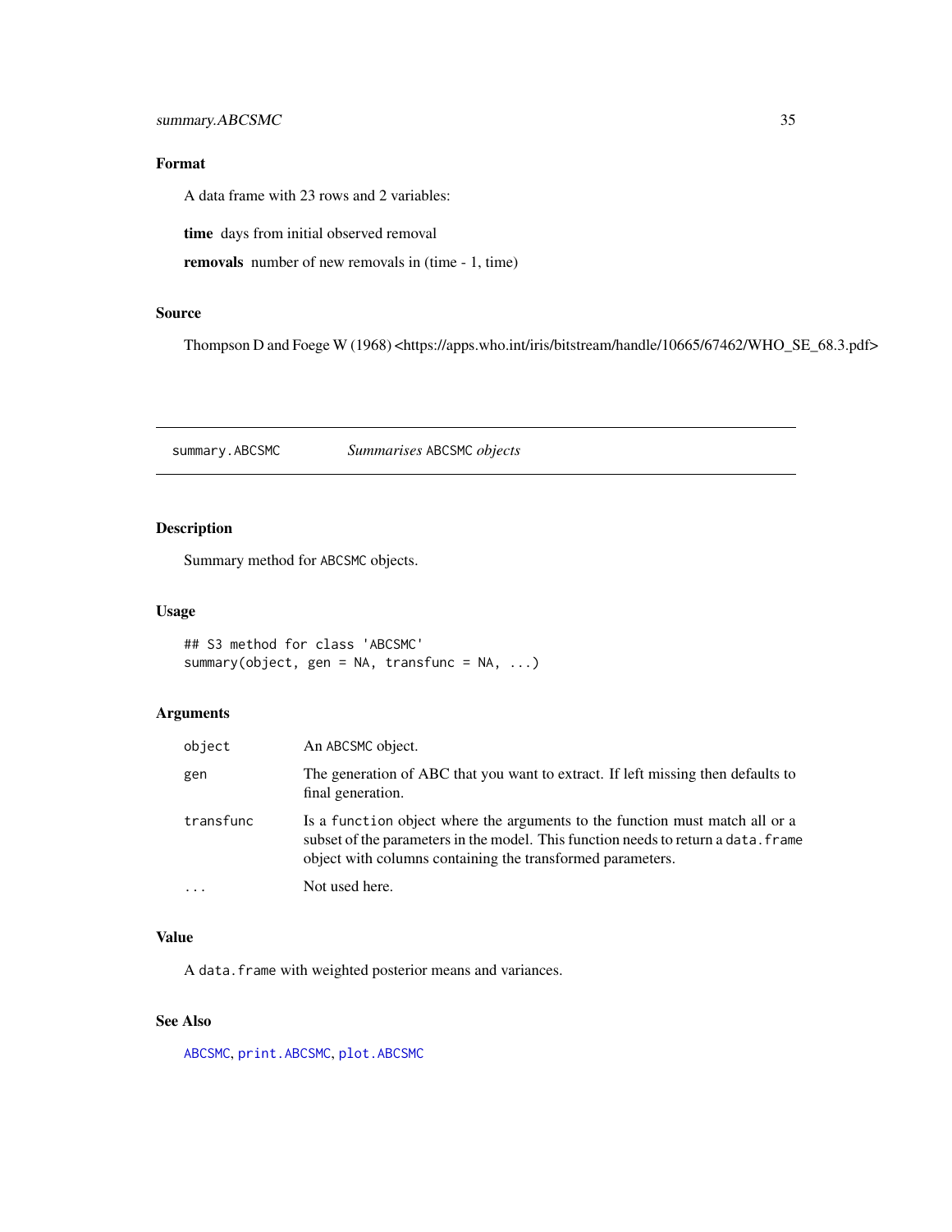## Format

A data frame with 23 rows and 2 variables:

**time** days from initial observed removal

**removals** number of new removals in (time - 1, time)

## Source

Thompson D and Foege W (1968) <https://apps.who.int/iris/bitstream/handle/10665/67462/WHO_SE_68.3.pdf>

---

# summary.ABCSMC *Summarises ABCSMC objects*

## Description

Summary method for ABCSMC objects.

## Usage

```
## S3 method for class 'ABCSMC'
summary(object, gen = NA, transfunc = NA, ...)
```

## Arguments

| | |
|---|---|
| object | An ABCSMC object. |
| gen | The generation of ABC that you want to extract. If left missing then defaults to final generation. |
| transfunc | Is a function object where the arguments to the function must match all or a subset of the parameters in the model. This function needs to return a data.frame object with columns containing the transformed parameters. |
| ... | Not used here. |

## Value

A data.frame with weighted posterior means and variances.

## See Also

ABCSMC, print.ABCSMC, plot.ABCSMC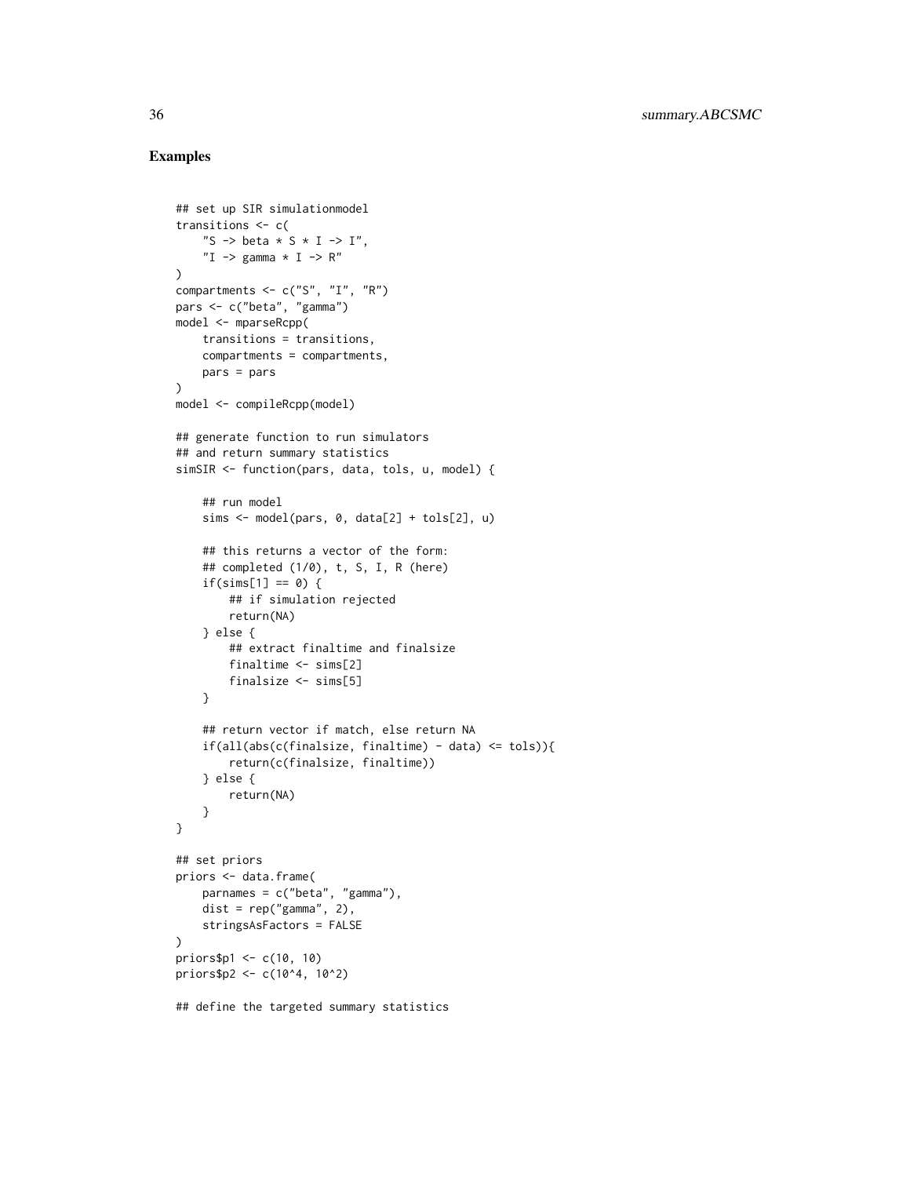## Examples

```
## set up SIR simulationmodel
transitions <- c(
    "S -> beta * S * I -> I",
    "I -> gamma * I -> R"
)
compartments <- c("S", "I", "R")
pars <- c("beta", "gamma")
model <- mparseRcpp(
    transitions = transitions,
    compartments = compartments,
    pars = pars
)
model <- compileRcpp(model)

## generate function to run simulators
## and return summary statistics
simSIR <- function(pars, data, tols, u, model) {

    ## run model
    sims <- model(pars, 0, data[2] + tols[2], u)

    ## this returns a vector of the form:
    ## completed (1/0), t, S, I, R (here)
    if(sims[1] == 0) {
        ## if simulation rejected
        return(NA)
    } else {
        ## extract finaltime and finalsize
        finaltime <- sims[2]
        finalsize <- sims[5]
    }

    ## return vector if match, else return NA
    if(all(abs(c(finalsize, finaltime) - data) <= tols)){
        return(c(finalsize, finaltime))
    } else {
        return(NA)
    }
}

## set priors
priors <- data.frame(
    parnames = c("beta", "gamma"),
    dist = rep("gamma", 2),
    stringsAsFactors = FALSE
)
priors$p1 <- c(10, 10)
priors$p2 <- c(10^4, 10^2)

## define the targeted summary statistics
```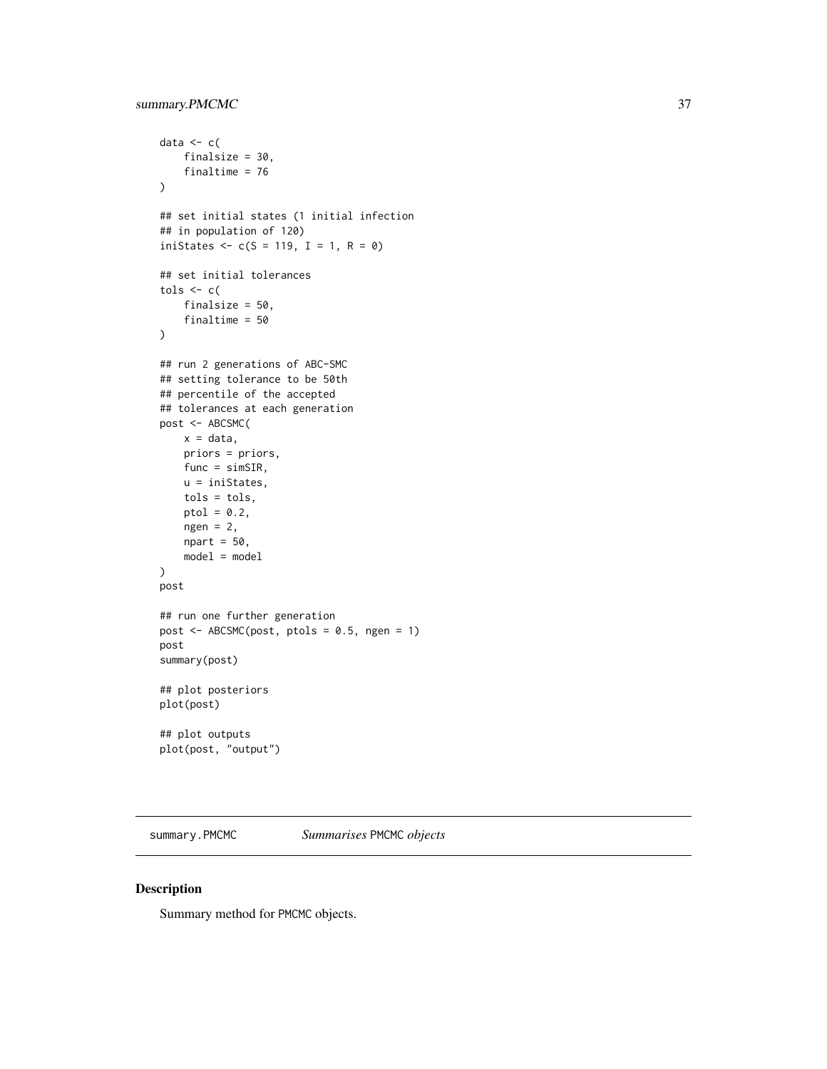```
data <- c(
    finalsize = 30,
    finaltime = 76
)

## set initial states (1 initial infection
## in population of 120)
iniStates <- c(S = 119, I = 1, R = 0)

## set initial tolerances
tols <- c(
    finalsize = 50,
    finaltime = 50
)

## run 2 generations of ABC-SMC
## setting tolerance to be 50th
## percentile of the accepted
## tolerances at each generation
post <- ABCSMC(
    x = data,
    priors = priors,
    func = simSIR,
    u = iniStates,
    tols = tols,
    ptol = 0.2,
    ngen = 2,
    npart = 50,
    model = model
)
post

## run one further generation
post <- ABCSMC(post, ptols = 0.5, ngen = 1)
post
summary(post)

## plot posteriors
plot(post)

## plot outputs
plot(post, "output")
```

## summary.PMCMC    *Summarises* PMCMC *objects*

### Description

Summary method for PMCMC objects.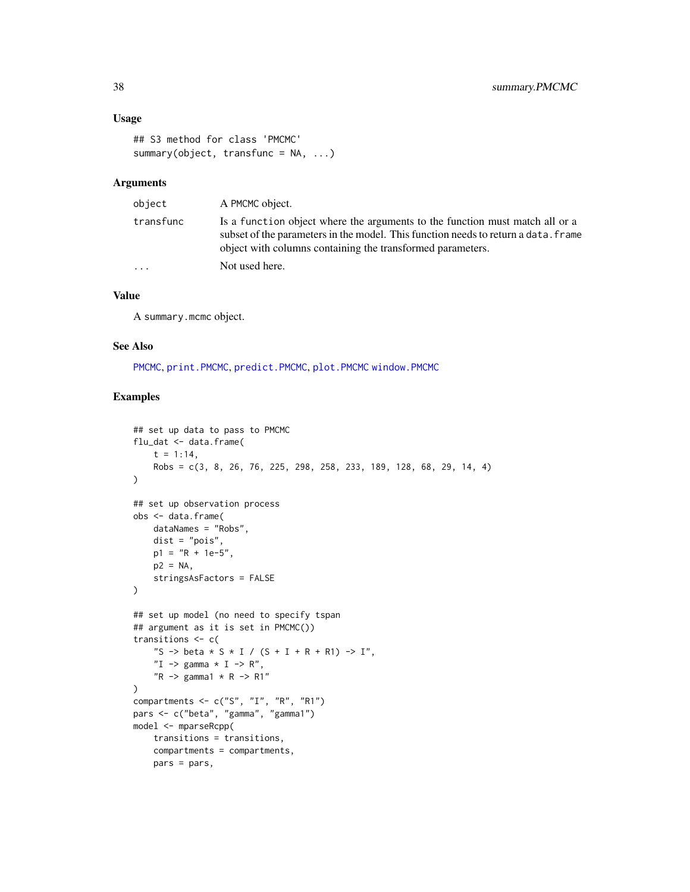### Usage

```
## S3 method for class 'PMCMC'
summary(object, transfunc = NA, ...)
```

### Arguments

| | |
|---|---|
| `object` | A PMCMC object. |
| `transfunc` | Is a `function` object where the arguments to the function must match all or a subset of the parameters in the model. This function needs to return a `data.frame` object with columns containing the transformed parameters. |
| `...` | Not used here. |

### Value

A `summary.mcmc` object.

### See Also

`PMCMC`, `print.PMCMC`, `predict.PMCMC`, `plot.PMCMC` `window.PMCMC`

### Examples

```
## set up data to pass to PMCMC
flu_dat <- data.frame(
    t = 1:14,
    Robs = c(3, 8, 26, 76, 225, 298, 258, 233, 189, 128, 68, 29, 14, 4)
)

## set up observation process
obs <- data.frame(
    dataNames = "Robs",
    dist = "pois",
    p1 = "R + 1e-5",
    p2 = NA,
    stringsAsFactors = FALSE
)

## set up model (no need to specify tspan
## argument as it is set in PMCMC())
transitions <- c(
    "S -> beta * S * I / (S + I + R + R1) -> I",
    "I -> gamma * I -> R",
    "R -> gamma1 * R -> R1"
)
compartments <- c("S", "I", "R", "R1")
pars <- c("beta", "gamma", "gamma1")
model <- mparseRcpp(
    transitions = transitions,
    compartments = compartments,
    pars = pars,
```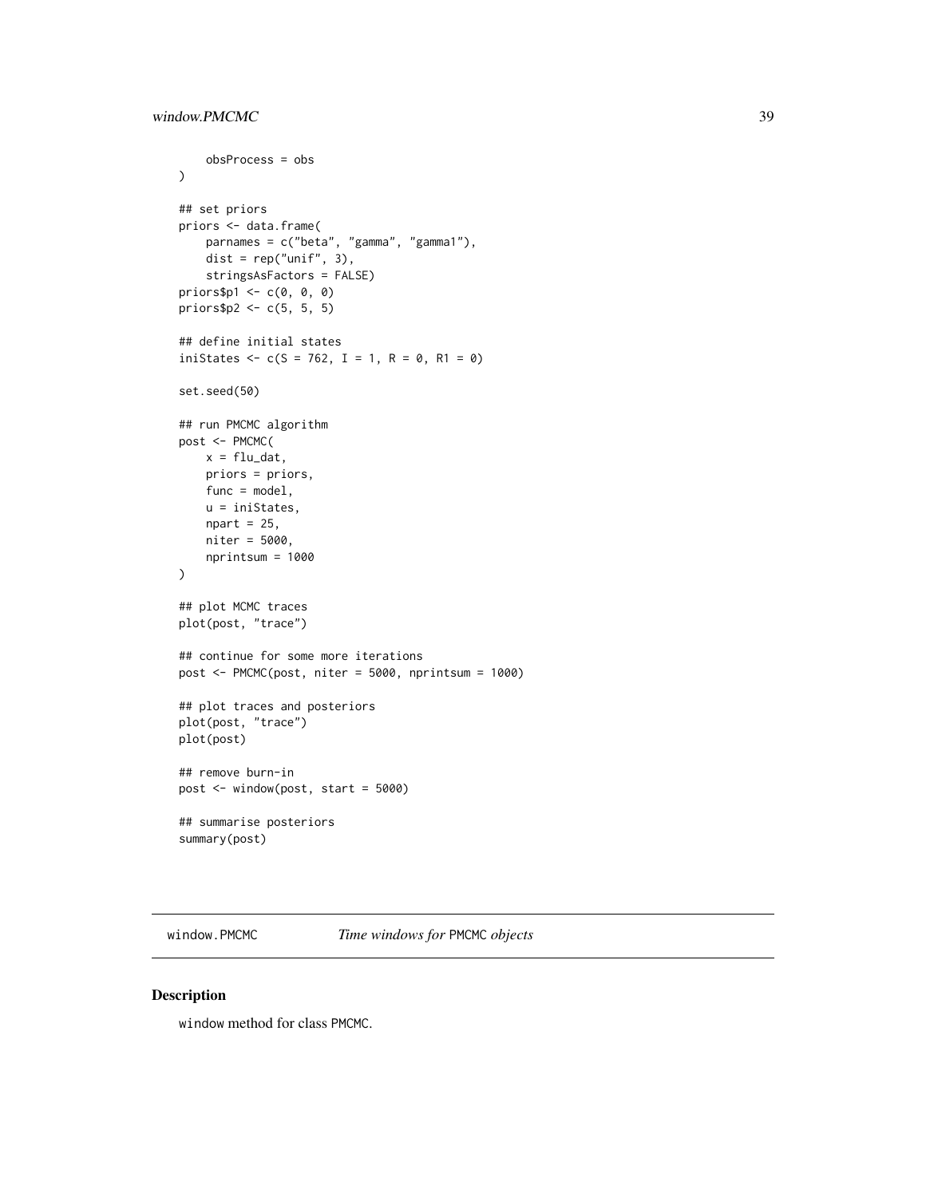```
    obsProcess = obs
)

## set priors
priors <- data.frame(
    parnames = c("beta", "gamma", "gamma1"),
    dist = rep("unif", 3),
    stringsAsFactors = FALSE)
priors$p1 <- c(0, 0, 0)
priors$p2 <- c(5, 5, 5)

## define initial states
iniStates <- c(S = 762, I = 1, R = 0, R1 = 0)

set.seed(50)

## run PMCMC algorithm
post <- PMCMC(
    x = flu_dat,
    priors = priors,
    func = model,
    u = iniStates,
    npart = 25,
    niter = 5000,
    nprintsum = 1000
)

## plot MCMC traces
plot(post, "trace")

## continue for some more iterations
post <- PMCMC(post, niter = 5000, nprintsum = 1000)

## plot traces and posteriors
plot(post, "trace")
plot(post)

## remove burn-in
post <- window(post, start = 5000)

## summarise posteriors
summary(post)
```

---

`window.PMCMC` *Time windows for* `PMCMC` *objects*

---

## Description

`window` method for class `PMCMC`.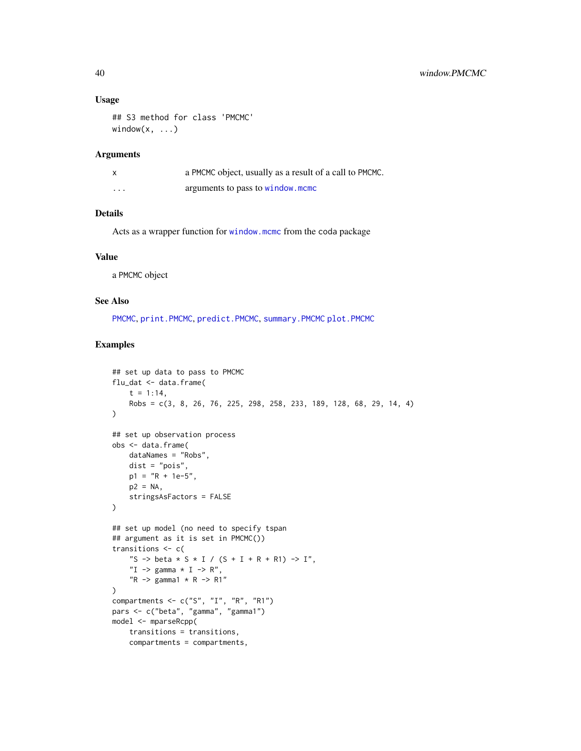### Usage

```
## S3 method for class 'PMCMC'
window(x, ...)
```

### Arguments

| | |
|---|---|
| x | a PMCMC object, usually as a result of a call to PMCMC. |
| ... | arguments to pass to `window.mcmc` |

### Details

Acts as a wrapper function for `window.mcmc` from the coda package

### Value

a PMCMC object

### See Also

`PMCMC`, `print.PMCMC`, `predict.PMCMC`, `summary.PMCMC` `plot.PMCMC`

### Examples

```
## set up data to pass to PMCMC
flu_dat <- data.frame(
    t = 1:14,
    Robs = c(3, 8, 26, 76, 225, 298, 258, 233, 189, 128, 68, 29, 14, 4)
)

## set up observation process
obs <- data.frame(
    dataNames = "Robs",
    dist = "pois",
    p1 = "R + 1e-5",
    p2 = NA,
    stringsAsFactors = FALSE
)

## set up model (no need to specify tspan
## argument as it is set in PMCMC())
transitions <- c(
    "S -> beta * S * I / (S + I + R + R1) -> I",
    "I -> gamma * I -> R",
    "R -> gamma1 * R -> R1"
)
compartments <- c("S", "I", "R", "R1")
pars <- c("beta", "gamma", "gamma1")
model <- mparseRcpp(
    transitions = transitions,
    compartments = compartments,
```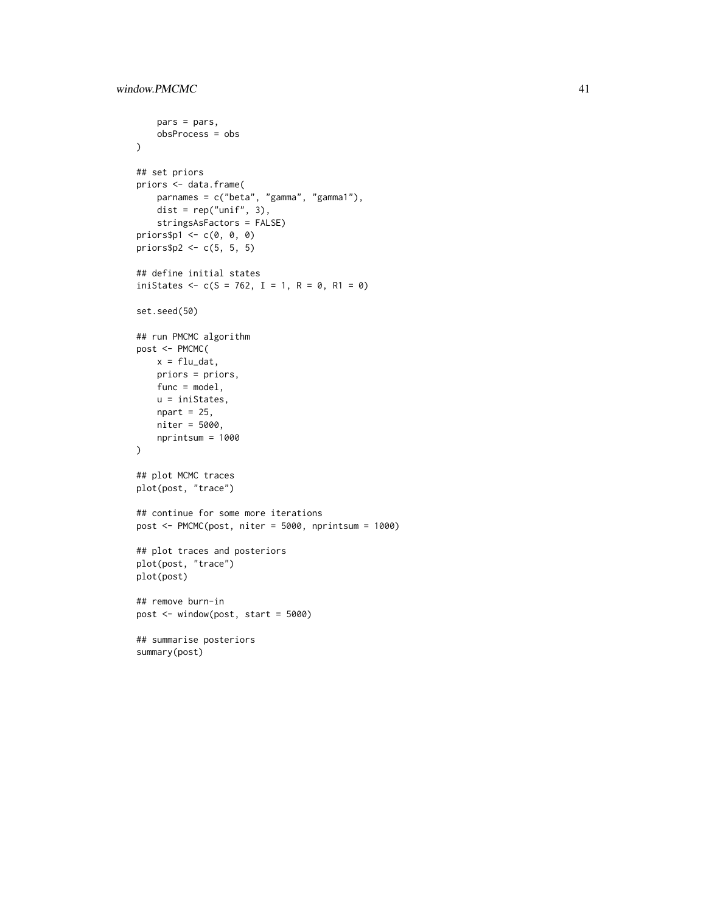```
    pars = pars,
    obsProcess = obs
)

## set priors
priors <- data.frame(
    parnames = c("beta", "gamma", "gamma1"),
    dist = rep("unif", 3),
    stringsAsFactors = FALSE)
priors$p1 <- c(0, 0, 0)
priors$p2 <- c(5, 5, 5)

## define initial states
iniStates <- c(S = 762, I = 1, R = 0, R1 = 0)

set.seed(50)

## run PMCMC algorithm
post <- PMCMC(
    x = flu_dat,
    priors = priors,
    func = model,
    u = iniStates,
    npart = 25,
    niter = 5000,
    nprintsum = 1000
)

## plot MCMC traces
plot(post, "trace")

## continue for some more iterations
post <- PMCMC(post, niter = 5000, nprintsum = 1000)

## plot traces and posteriors
plot(post, "trace")
plot(post)

## remove burn-in
post <- window(post, start = 5000)

## summarise posteriors
summary(post)
```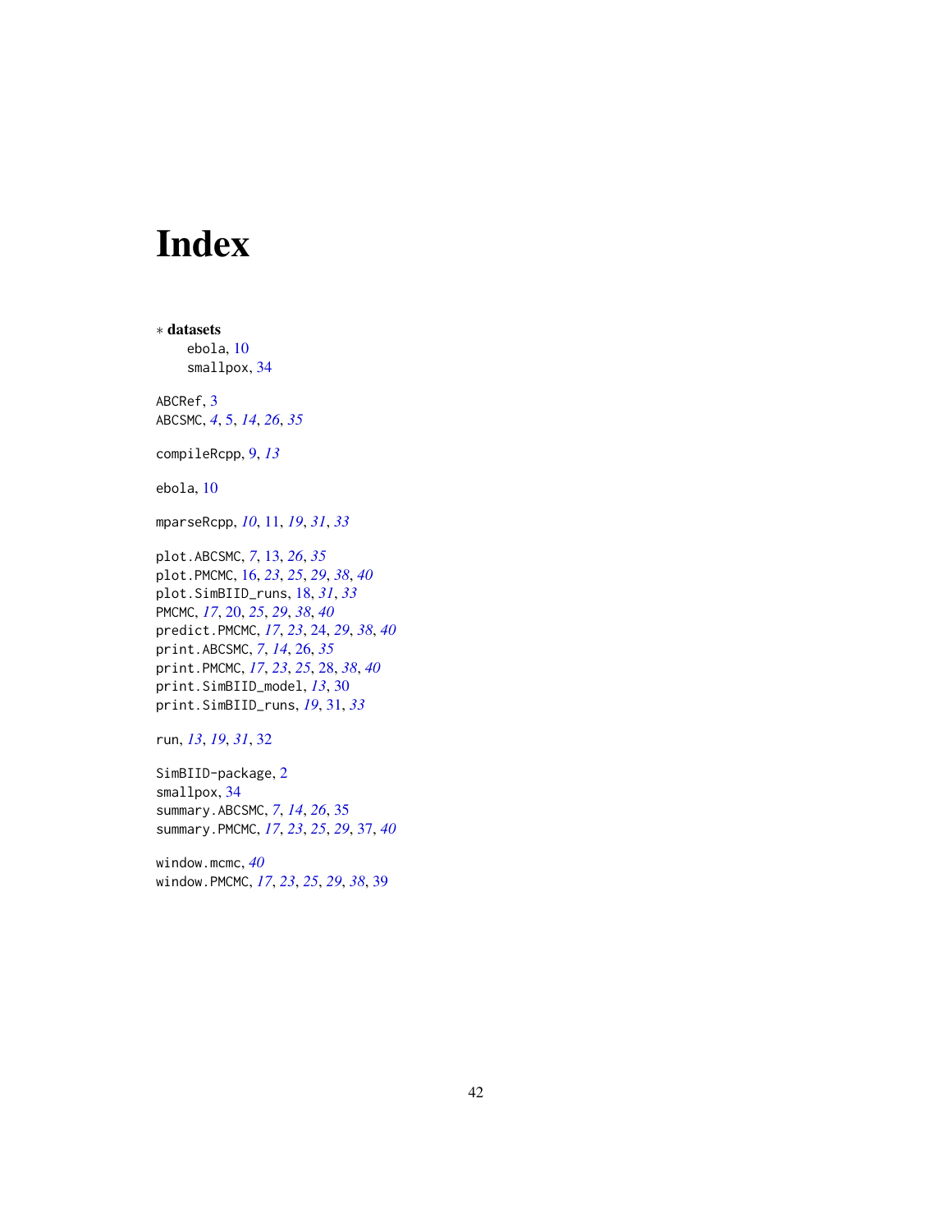# Index

∗ **datasets**

ebola, 10
smallpox, 34

ABCRef, 3
ABCSMC, *4*, 5, *14*, *26*, *35*

compileRcpp, 9, *13*

ebola, 10

mparseRcpp, *10*, 11, *19*, *31*, *33*

plot.ABCSMC, *7*, 13, *26*, *35*
plot.PMCMC, 16, *23*, *25*, *29*, *38*, *40*
plot.SimBIID_runs, 18, *31*, *33*
PMCMC, *17*, 20, *25*, *29*, *38*, *40*
predict.PMCMC, *17*, *23*, 24, *29*, *38*, *40*
print.ABCSMC, *7*, *14*, 26, *35*
print.PMCMC, *17*, *23*, *25*, 28, *38*, *40*
print.SimBIID_model, *13*, 30
print.SimBIID_runs, *19*, 31, *33*

run, *13*, *19*, *31*, 32

SimBIID-package, 2
smallpox, 34
summary.ABCSMC, *7*, *14*, *26*, 35
summary.PMCMC, *17*, *23*, *25*, *29*, 37, *40*

window.mcmc, *40*
window.PMCMC, *17*, *23*, *25*, *29*, *38*, 39